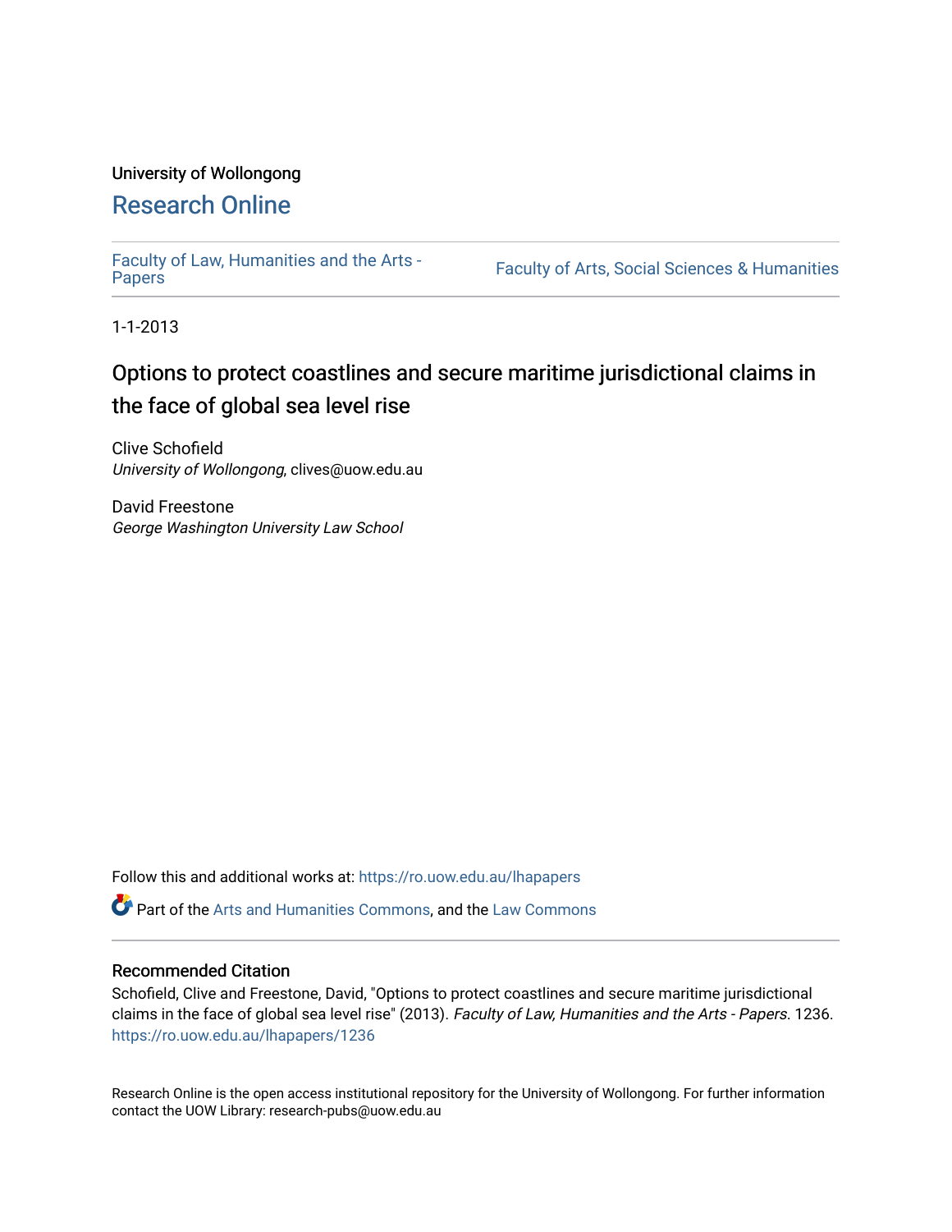University of Wollongong

# Research Online

Faculty of Law, Humanities and the Arts - Papers | Faculty of Arts, Social Sciences & Humanities

1-1-2013

## Options to protect coastlines and secure maritime jurisdictional claims in the face of global sea level rise

Clive Schofield
*University of Wollongong*, clives@uow.edu.au

David Freestone
*George Washington University Law School*

Follow this and additional works at: https://ro.uow.edu.au/lhapapers

Part of the Arts and Humanities Commons, and the Law Commons

### Recommended Citation

Schofield, Clive and Freestone, David, "Options to protect coastlines and secure maritime jurisdictional claims in the face of global sea level rise" (2013). *Faculty of Law, Humanities and the Arts - Papers*. 1236.
https://ro.uow.edu.au/lhapapers/1236

Research Online is the open access institutional repository for the University of Wollongong. For further information contact the UOW Library: research-pubs@uow.edu.au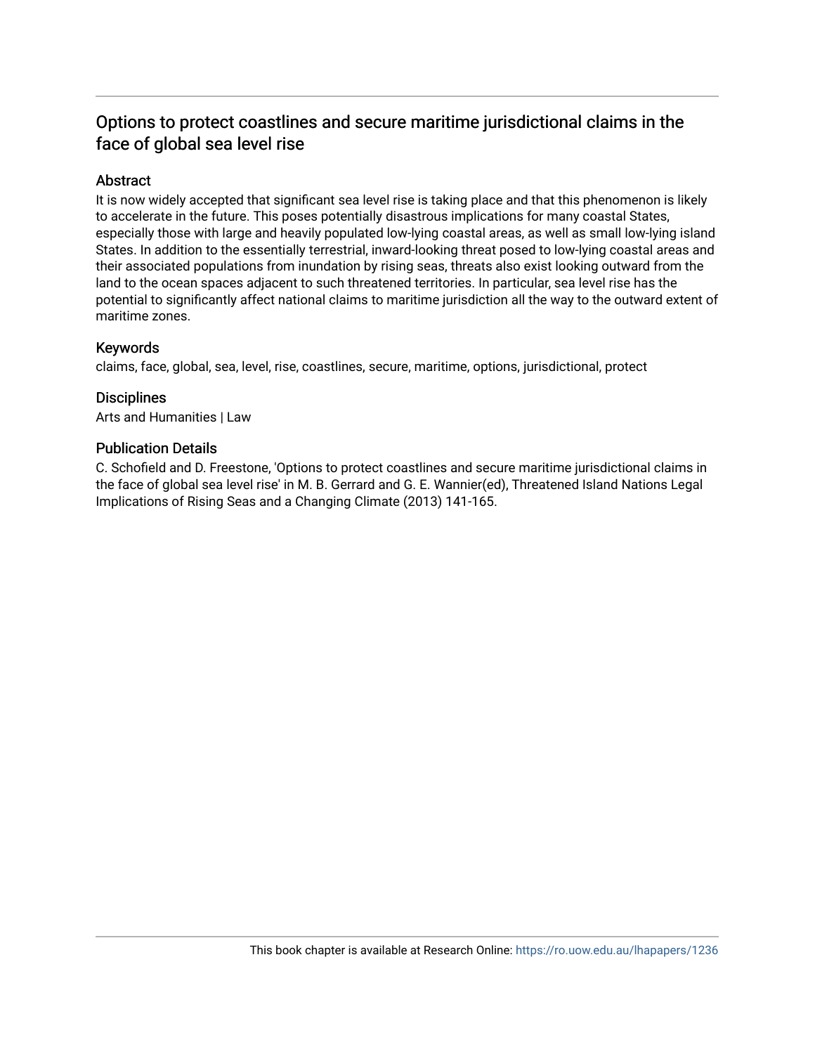## Options to protect coastlines and secure maritime jurisdictional claims in the face of global sea level rise

### Abstract

It is now widely accepted that significant sea level rise is taking place and that this phenomenon is likely to accelerate in the future. This poses potentially disastrous implications for many coastal States, especially those with large and heavily populated low-lying coastal areas, as well as small low-lying island States. In addition to the essentially terrestrial, inward-looking threat posed to low-lying coastal areas and their associated populations from inundation by rising seas, threats also exist looking outward from the land to the ocean spaces adjacent to such threatened territories. In particular, sea level rise has the potential to significantly affect national claims to maritime jurisdiction all the way to the outward extent of maritime zones.

### Keywords

claims, face, global, sea, level, rise, coastlines, secure, maritime, options, jurisdictional, protect

### Disciplines

Arts and Humanities | Law

### Publication Details

C. Schofield and D. Freestone, 'Options to protect coastlines and secure maritime jurisdictional claims in the face of global sea level rise' in M. B. Gerrard and G. E. Wannier(ed), Threatened Island Nations Legal Implications of Rising Seas and a Changing Climate (2013) 141-165.

This book chapter is available at Research Online: https://ro.uow.edu.au/lhapapers/1236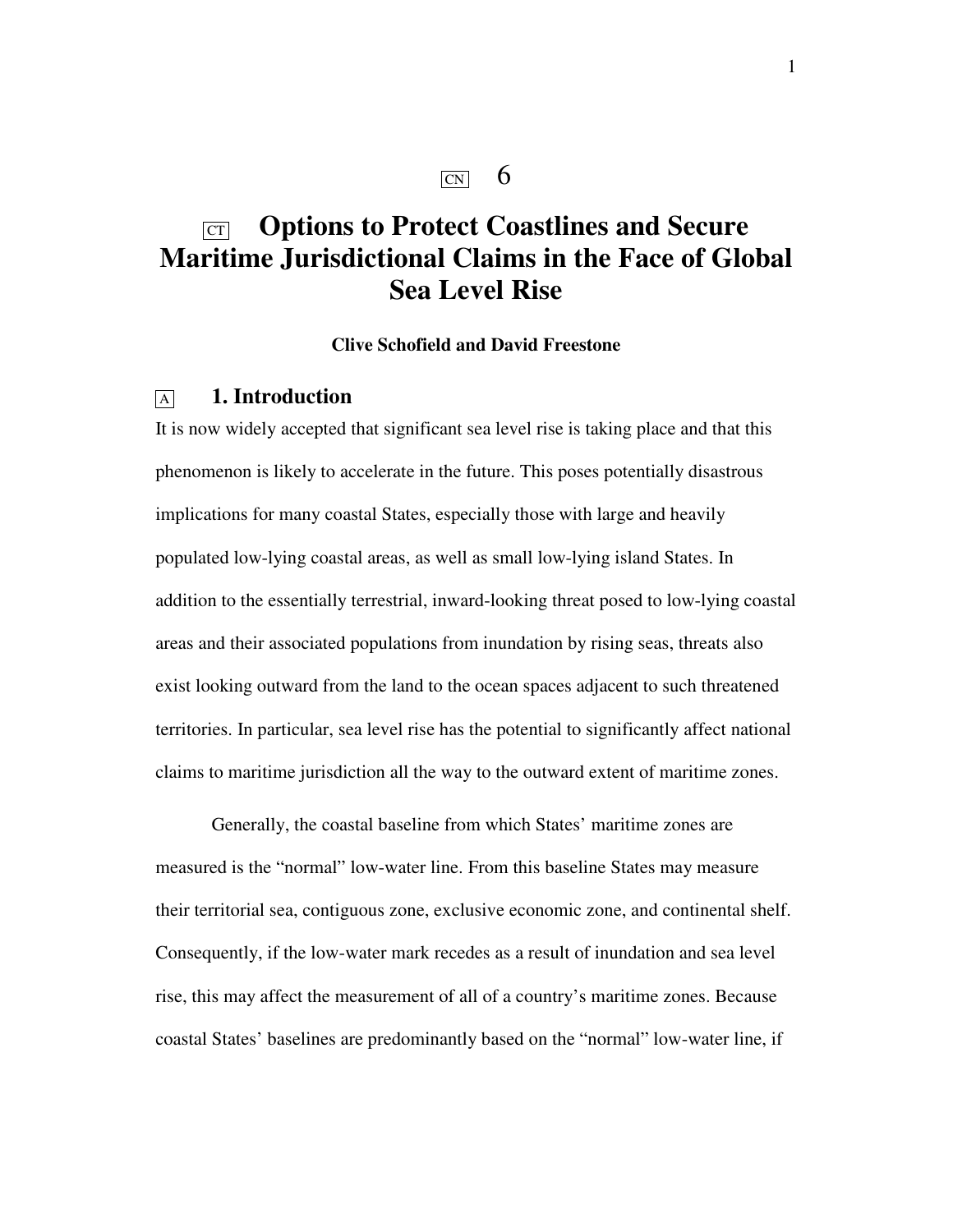CN 6

# CT Options to Protect Coastlines and Secure Maritime Jurisdictional Claims in the Face of Global Sea Level Rise

**Clive Schofield and David Freestone**

## A 1. Introduction

It is now widely accepted that significant sea level rise is taking place and that this phenomenon is likely to accelerate in the future. This poses potentially disastrous implications for many coastal States, especially those with large and heavily populated low-lying coastal areas, as well as small low-lying island States. In addition to the essentially terrestrial, inward-looking threat posed to low-lying coastal areas and their associated populations from inundation by rising seas, threats also exist looking outward from the land to the ocean spaces adjacent to such threatened territories. In particular, sea level rise has the potential to significantly affect national claims to maritime jurisdiction all the way to the outward extent of maritime zones.

Generally, the coastal baseline from which States' maritime zones are measured is the "normal" low-water line. From this baseline States may measure their territorial sea, contiguous zone, exclusive economic zone, and continental shelf. Consequently, if the low-water mark recedes as a result of inundation and sea level rise, this may affect the measurement of all of a country's maritime zones. Because coastal States' baselines are predominantly based on the "normal" low-water line, if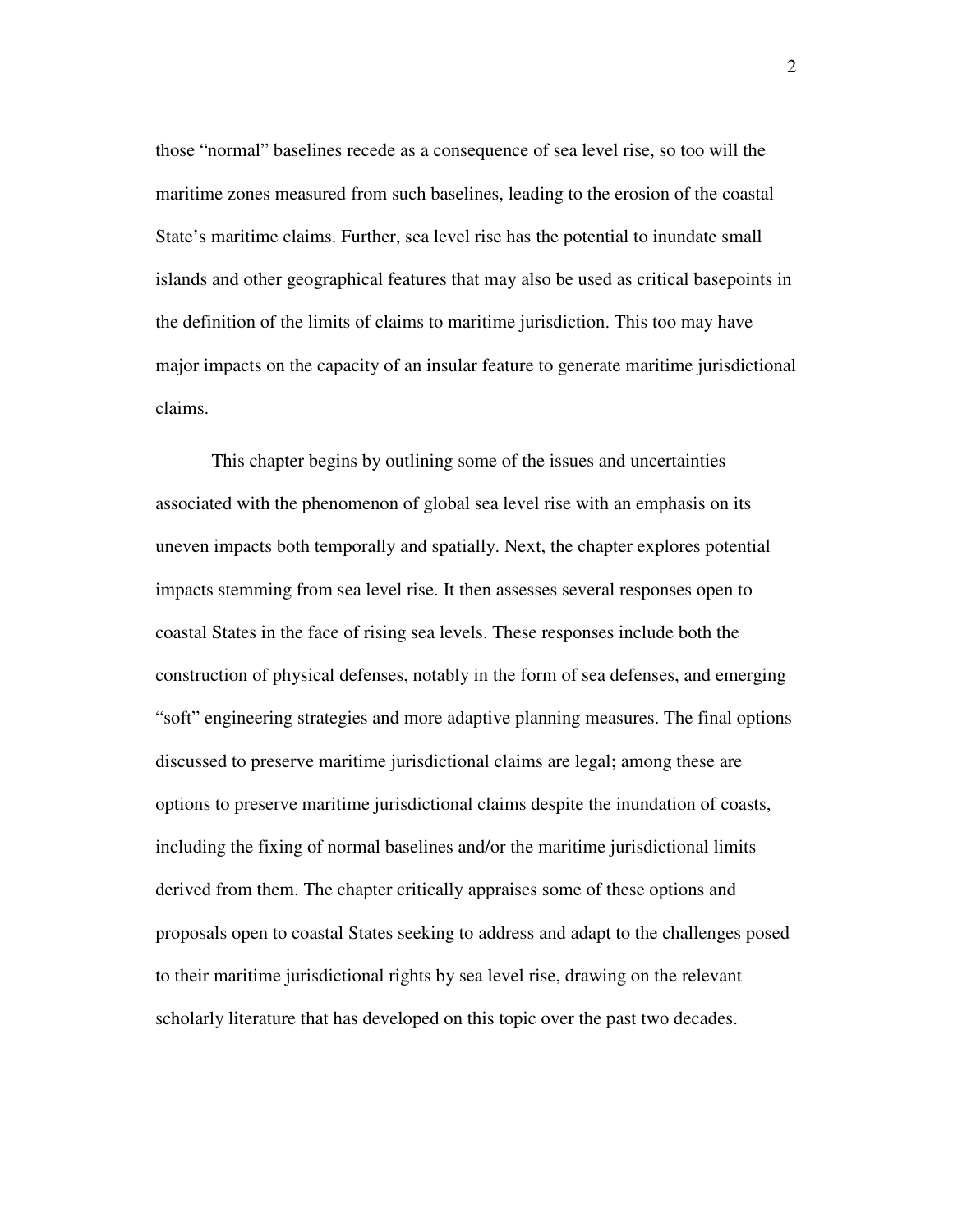those “normal” baselines recede as a consequence of sea level rise, so too will the maritime zones measured from such baselines, leading to the erosion of the coastal State’s maritime claims. Further, sea level rise has the potential to inundate small islands and other geographical features that may also be used as critical basepoints in the definition of the limits of claims to maritime jurisdiction. This too may have major impacts on the capacity of an insular feature to generate maritime jurisdictional claims.

This chapter begins by outlining some of the issues and uncertainties associated with the phenomenon of global sea level rise with an emphasis on its uneven impacts both temporally and spatially. Next, the chapter explores potential impacts stemming from sea level rise. It then assesses several responses open to coastal States in the face of rising sea levels. These responses include both the construction of physical defenses, notably in the form of sea defenses, and emerging “soft” engineering strategies and more adaptive planning measures. The final options discussed to preserve maritime jurisdictional claims are legal; among these are options to preserve maritime jurisdictional claims despite the inundation of coasts, including the fixing of normal baselines and/or the maritime jurisdictional limits derived from them. The chapter critically appraises some of these options and proposals open to coastal States seeking to address and adapt to the challenges posed to their maritime jurisdictional rights by sea level rise, drawing on the relevant scholarly literature that has developed on this topic over the past two decades.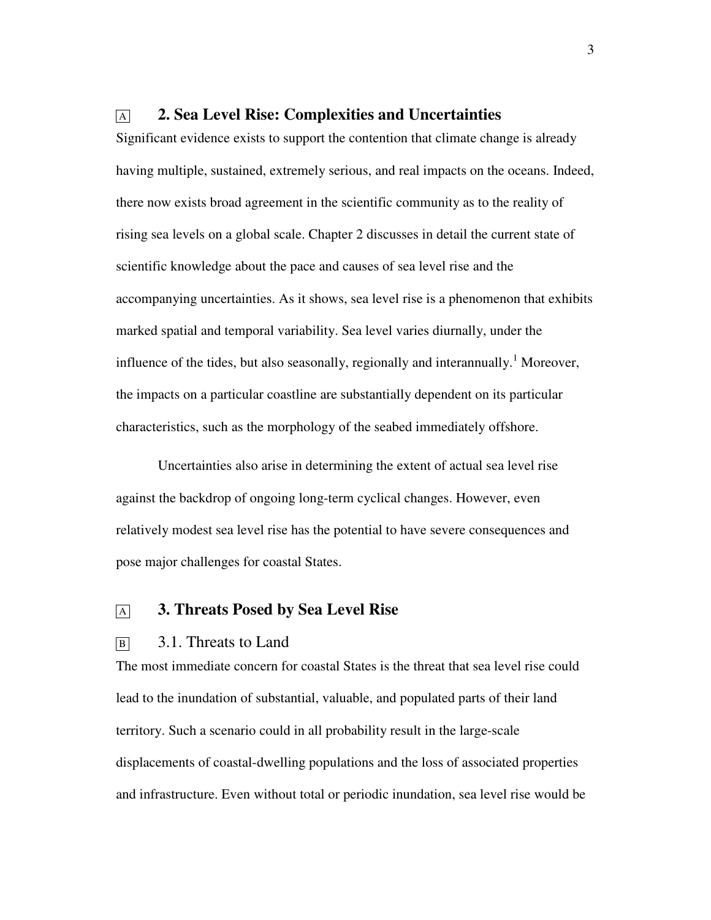## 2. Sea Level Rise: Complexities and Uncertainties

Significant evidence exists to support the contention that climate change is already having multiple, sustained, extremely serious, and real impacts on the oceans. Indeed, there now exists broad agreement in the scientific community as to the reality of rising sea levels on a global scale. Chapter 2 discusses in detail the current state of scientific knowledge about the pace and causes of sea level rise and the accompanying uncertainties. As it shows, sea level rise is a phenomenon that exhibits marked spatial and temporal variability. Sea level varies diurnally, under the influence of the tides, but also seasonally, regionally and interannually.[1] Moreover, the impacts on a particular coastline are substantially dependent on its particular characteristics, such as the morphology of the seabed immediately offshore.

Uncertainties also arise in determining the extent of actual sea level rise against the backdrop of ongoing long-term cyclical changes. However, even relatively modest sea level rise has the potential to have severe consequences and pose major challenges for coastal States.

## 3. Threats Posed by Sea Level Rise

### 3.1. Threats to Land

The most immediate concern for coastal States is the threat that sea level rise could lead to the inundation of substantial, valuable, and populated parts of their land territory. Such a scenario could in all probability result in the large-scale displacements of coastal-dwelling populations and the loss of associated properties and infrastructure. Even without total or periodic inundation, sea level rise would be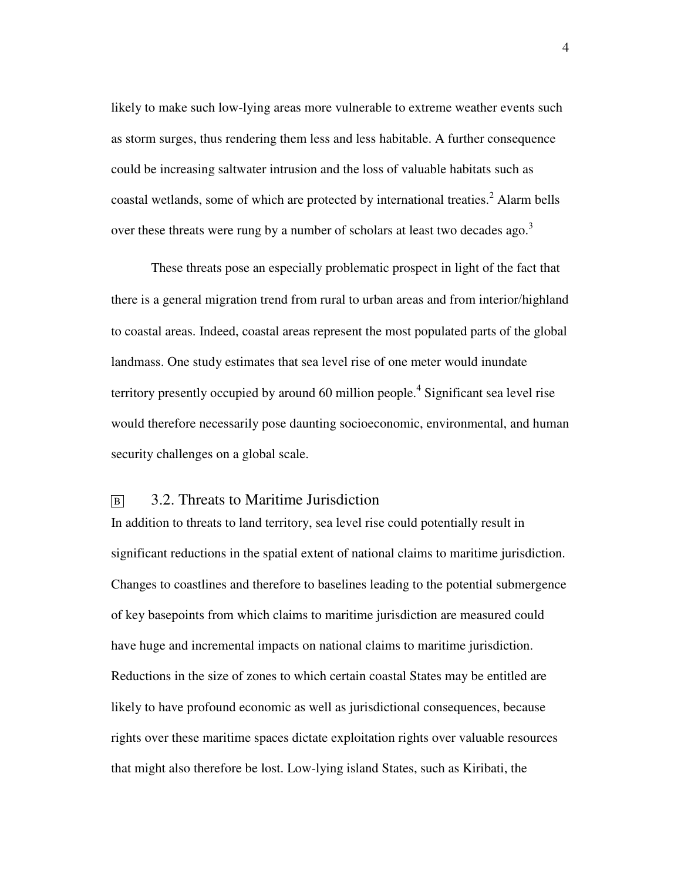likely to make such low-lying areas more vulnerable to extreme weather events such as storm surges, thus rendering them less and less habitable. A further consequence could be increasing saltwater intrusion and the loss of valuable habitats such as coastal wetlands, some of which are protected by international treaties.[2] Alarm bells over these threats were rung by a number of scholars at least two decades ago.[3]

These threats pose an especially problematic prospect in light of the fact that there is a general migration trend from rural to urban areas and from interior/highland to coastal areas. Indeed, coastal areas represent the most populated parts of the global landmass. One study estimates that sea level rise of one meter would inundate territory presently occupied by around 60 million people.[4] Significant sea level rise would therefore necessarily pose daunting socioeconomic, environmental, and human security challenges on a global scale.

## 3.2. Threats to Maritime Jurisdiction

In addition to threats to land territory, sea level rise could potentially result in significant reductions in the spatial extent of national claims to maritime jurisdiction. Changes to coastlines and therefore to baselines leading to the potential submergence of key basepoints from which claims to maritime jurisdiction are measured could have huge and incremental impacts on national claims to maritime jurisdiction. Reductions in the size of zones to which certain coastal States may be entitled are likely to have profound economic as well as jurisdictional consequences, because rights over these maritime spaces dictate exploitation rights over valuable resources that might also therefore be lost. Low-lying island States, such as Kiribati, the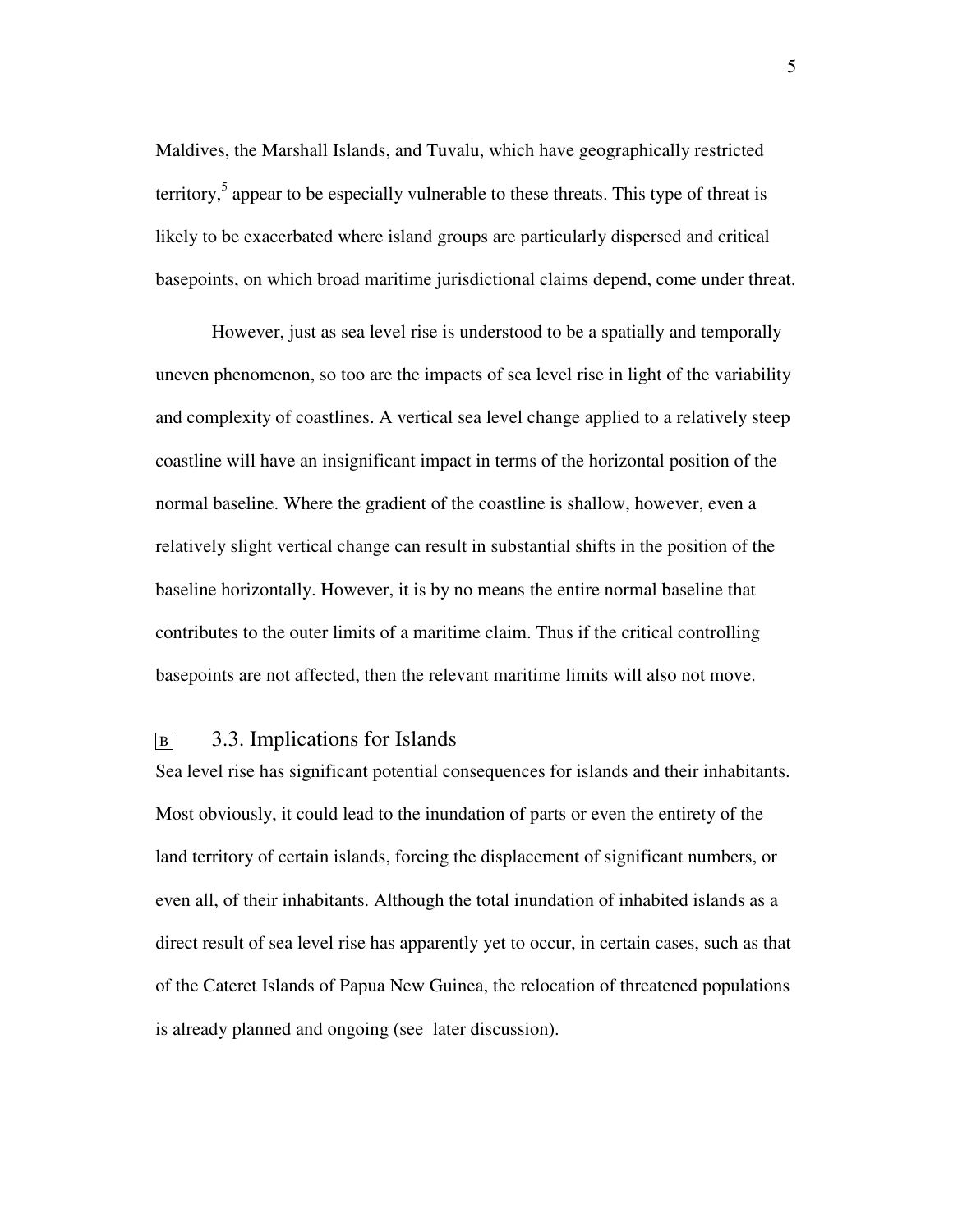Maldives, the Marshall Islands, and Tuvalu, which have geographically restricted territory,[5] appear to be especially vulnerable to these threats. This type of threat is likely to be exacerbated where island groups are particularly dispersed and critical basepoints, on which broad maritime jurisdictional claims depend, come under threat.

However, just as sea level rise is understood to be a spatially and temporally uneven phenomenon, so too are the impacts of sea level rise in light of the variability and complexity of coastlines. A vertical sea level change applied to a relatively steep coastline will have an insignificant impact in terms of the horizontal position of the normal baseline. Where the gradient of the coastline is shallow, however, even a relatively slight vertical change can result in substantial shifts in the position of the baseline horizontally. However, it is by no means the entire normal baseline that contributes to the outer limits of a maritime claim. Thus if the critical controlling basepoints are not affected, then the relevant maritime limits will also not move.

### B 3.3. Implications for Islands

Sea level rise has significant potential consequences for islands and their inhabitants. Most obviously, it could lead to the inundation of parts or even the entirety of the land territory of certain islands, forcing the displacement of significant numbers, or even all, of their inhabitants. Although the total inundation of inhabited islands as a direct result of sea level rise has apparently yet to occur, in certain cases, such as that of the Cateret Islands of Papua New Guinea, the relocation of threatened populations is already planned and ongoing (see later discussion).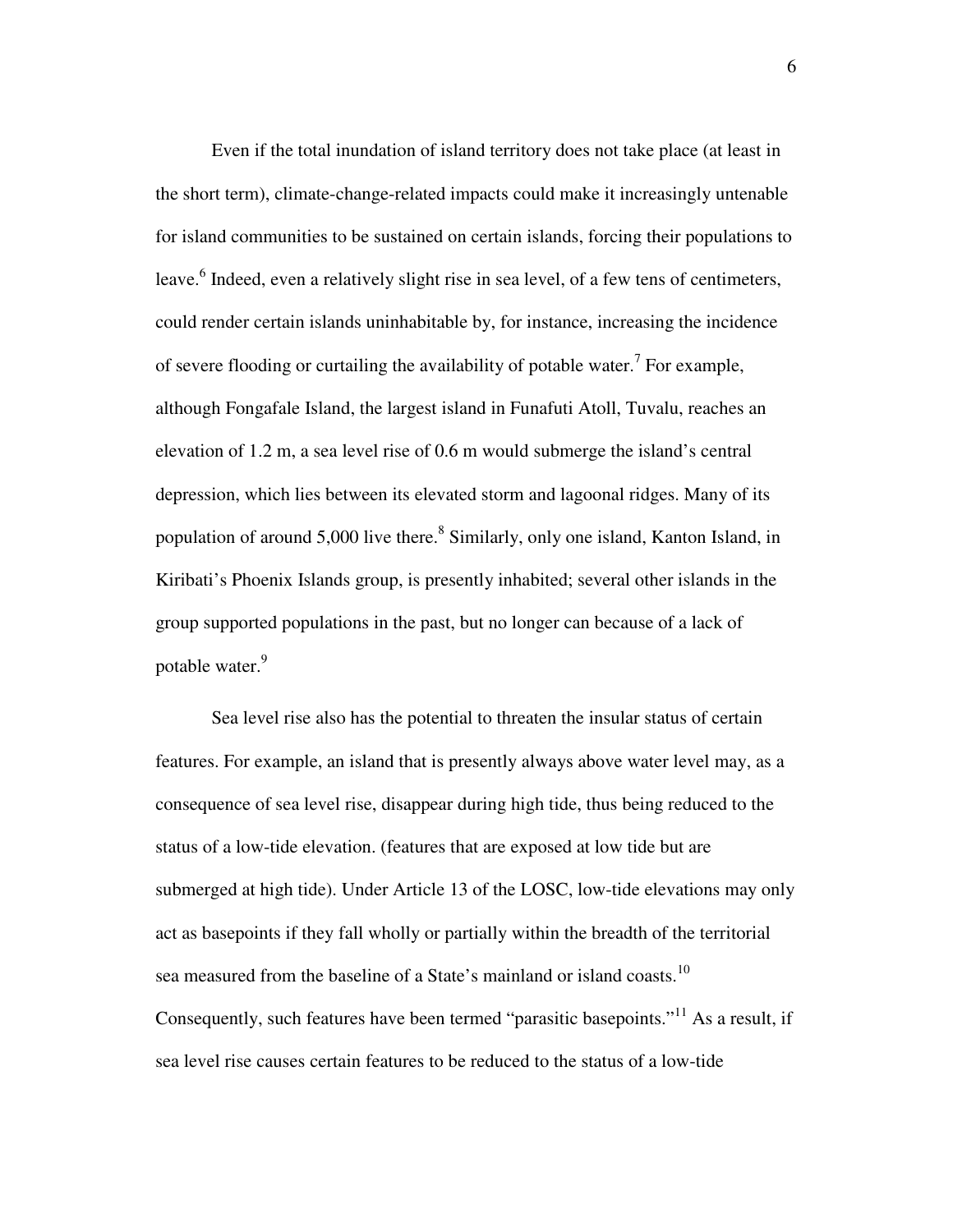Even if the total inundation of island territory does not take place (at least in the short term), climate-change-related impacts could make it increasingly untenable for island communities to be sustained on certain islands, forcing their populations to leave.[6] Indeed, even a relatively slight rise in sea level, of a few tens of centimeters, could render certain islands uninhabitable by, for instance, increasing the incidence of severe flooding or curtailing the availability of potable water.[7] For example, although Fongafale Island, the largest island in Funafuti Atoll, Tuvalu, reaches an elevation of 1.2 m, a sea level rise of 0.6 m would submerge the island's central depression, which lies between its elevated storm and lagoonal ridges. Many of its population of around 5,000 live there.[8] Similarly, only one island, Kanton Island, in Kiribati's Phoenix Islands group, is presently inhabited; several other islands in the group supported populations in the past, but no longer can because of a lack of potable water.[9]

Sea level rise also has the potential to threaten the insular status of certain features. For example, an island that is presently always above water level may, as a consequence of sea level rise, disappear during high tide, thus being reduced to the status of a low-tide elevation. (features that are exposed at low tide but are submerged at high tide). Under Article 13 of the LOSC, low-tide elevations may only act as basepoints if they fall wholly or partially within the breadth of the territorial sea measured from the baseline of a State's mainland or island coasts.[10] Consequently, such features have been termed "parasitic basepoints."[11] As a result, if sea level rise causes certain features to be reduced to the status of a low-tide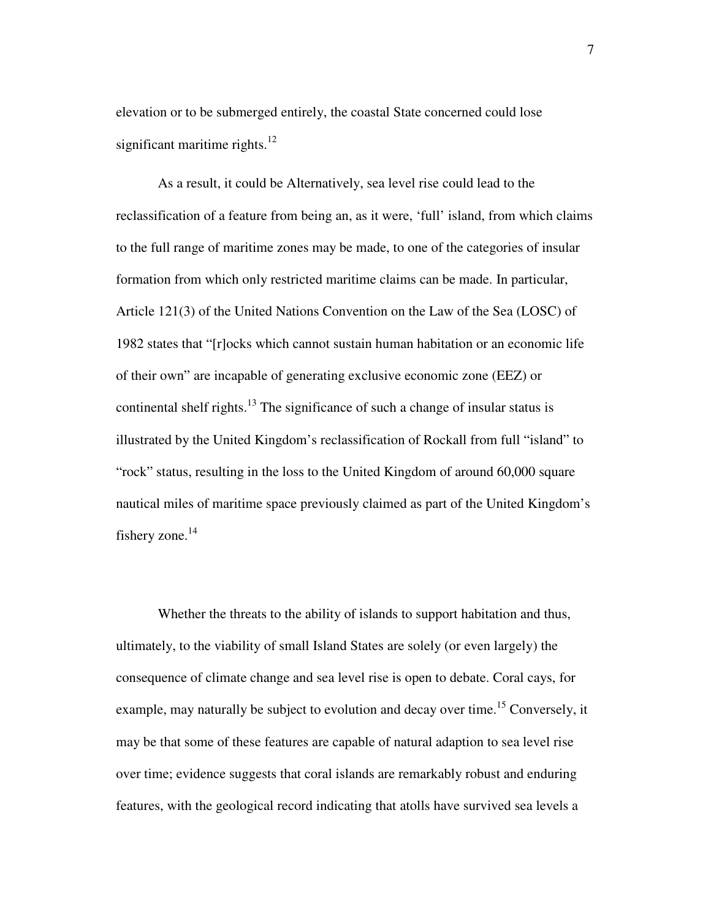elevation or to be submerged entirely, the coastal State concerned could lose significant maritime rights.[12]

As a result, it could be Alternatively, sea level rise could lead to the reclassification of a feature from being an, as it were, 'full' island, from which claims to the full range of maritime zones may be made, to one of the categories of insular formation from which only restricted maritime claims can be made. In particular, Article 121(3) of the United Nations Convention on the Law of the Sea (LOSC) of 1982 states that "[r]ocks which cannot sustain human habitation or an economic life of their own" are incapable of generating exclusive economic zone (EEZ) or continental shelf rights.[13] The significance of such a change of insular status is illustrated by the United Kingdom's reclassification of Rockall from full "island" to "rock" status, resulting in the loss to the United Kingdom of around 60,000 square nautical miles of maritime space previously claimed as part of the United Kingdom's fishery zone.[14]

Whether the threats to the ability of islands to support habitation and thus, ultimately, to the viability of small Island States are solely (or even largely) the consequence of climate change and sea level rise is open to debate. Coral cays, for example, may naturally be subject to evolution and decay over time.[15] Conversely, it may be that some of these features are capable of natural adaption to sea level rise over time; evidence suggests that coral islands are remarkably robust and enduring features, with the geological record indicating that atolls have survived sea levels a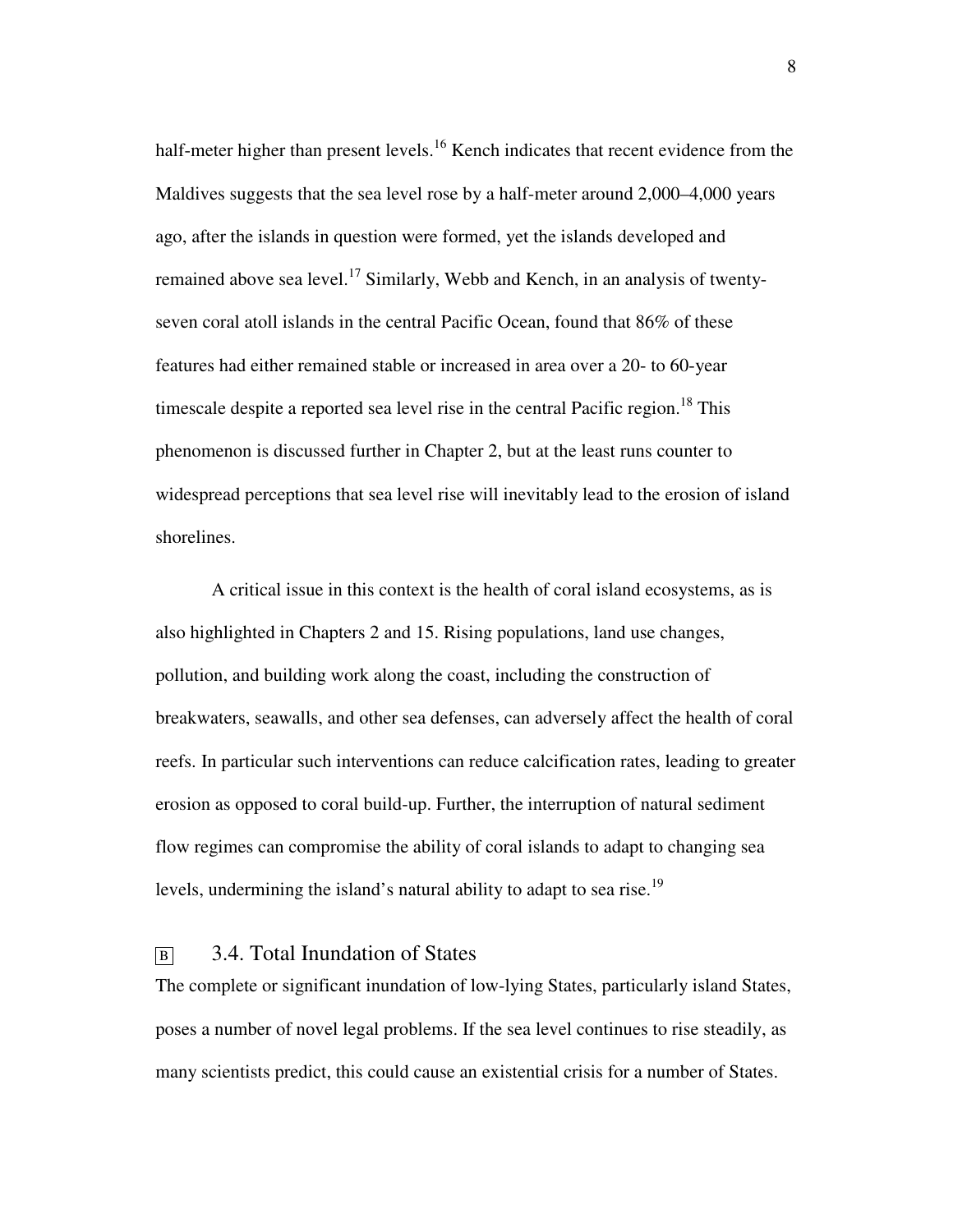half-meter higher than present levels.[16] Kench indicates that recent evidence from the Maldives suggests that the sea level rose by a half-meter around 2,000–4,000 years ago, after the islands in question were formed, yet the islands developed and remained above sea level.[17] Similarly, Webb and Kench, in an analysis of twenty-seven coral atoll islands in the central Pacific Ocean, found that 86% of these features had either remained stable or increased in area over a 20- to 60-year timescale despite a reported sea level rise in the central Pacific region.[18] This phenomenon is discussed further in Chapter 2, but at the least runs counter to widespread perceptions that sea level rise will inevitably lead to the erosion of island shorelines.

A critical issue in this context is the health of coral island ecosystems, as is also highlighted in Chapters 2 and 15. Rising populations, land use changes, pollution, and building work along the coast, including the construction of breakwaters, seawalls, and other sea defenses, can adversely affect the health of coral reefs. In particular such interventions can reduce calcification rates, leading to greater erosion as opposed to coral build-up. Further, the interruption of natural sediment flow regimes can compromise the ability of coral islands to adapt to changing sea levels, undermining the island's natural ability to adapt to sea rise.[19]

## B 3.4. Total Inundation of States

The complete or significant inundation of low-lying States, particularly island States, poses a number of novel legal problems. If the sea level continues to rise steadily, as many scientists predict, this could cause an existential crisis for a number of States.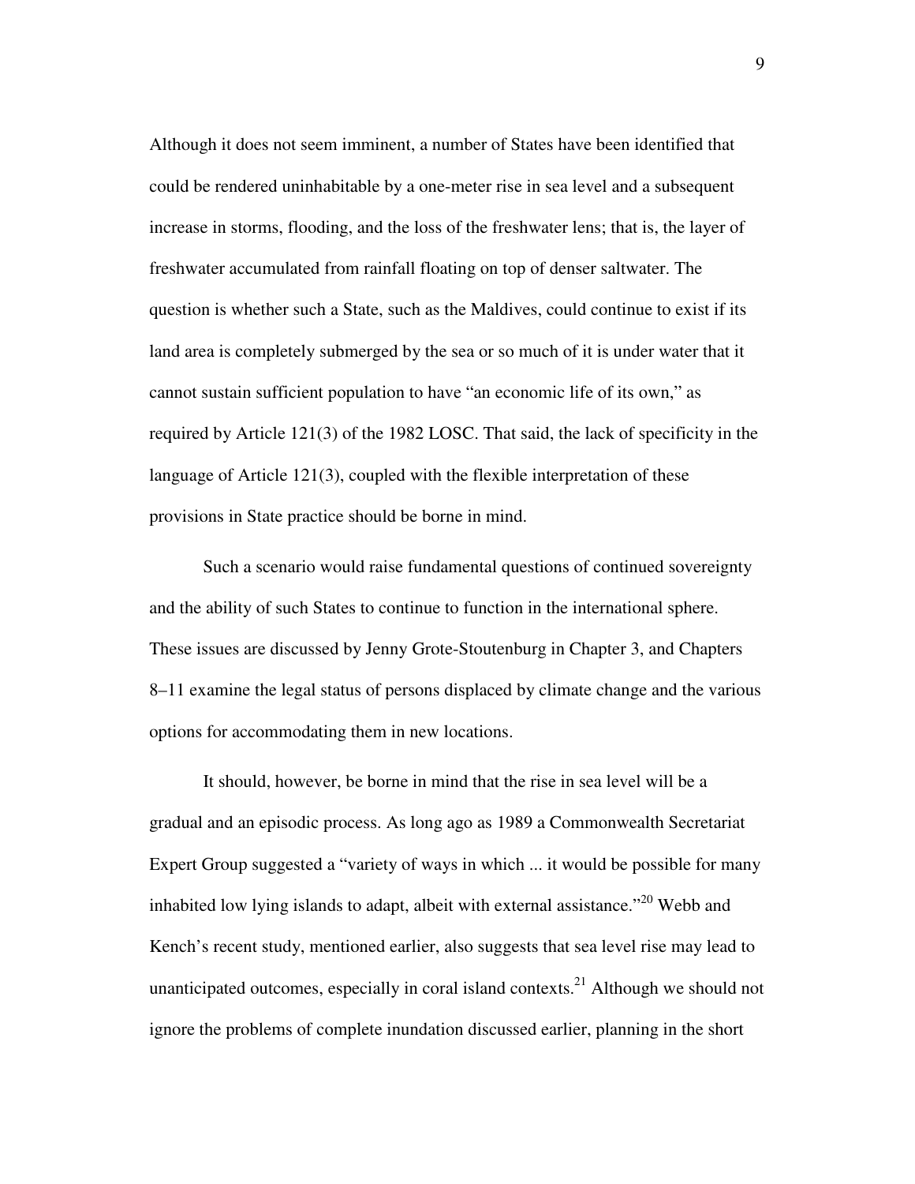Although it does not seem imminent, a number of States have been identified that could be rendered uninhabitable by a one-meter rise in sea level and a subsequent increase in storms, flooding, and the loss of the freshwater lens; that is, the layer of freshwater accumulated from rainfall floating on top of denser saltwater. The question is whether such a State, such as the Maldives, could continue to exist if its land area is completely submerged by the sea or so much of it is under water that it cannot sustain sufficient population to have "an economic life of its own," as required by Article 121(3) of the 1982 LOSC. That said, the lack of specificity in the language of Article 121(3), coupled with the flexible interpretation of these provisions in State practice should be borne in mind.

Such a scenario would raise fundamental questions of continued sovereignty and the ability of such States to continue to function in the international sphere. These issues are discussed by Jenny Grote-Stoutenburg in Chapter 3, and Chapters 8–11 examine the legal status of persons displaced by climate change and the various options for accommodating them in new locations.

It should, however, be borne in mind that the rise in sea level will be a gradual and an episodic process. As long ago as 1989 a Commonwealth Secretariat Expert Group suggested a "variety of ways in which ... it would be possible for many inhabited low lying islands to adapt, albeit with external assistance."[20] Webb and Kench's recent study, mentioned earlier, also suggests that sea level rise may lead to unanticipated outcomes, especially in coral island contexts.[21] Although we should not ignore the problems of complete inundation discussed earlier, planning in the short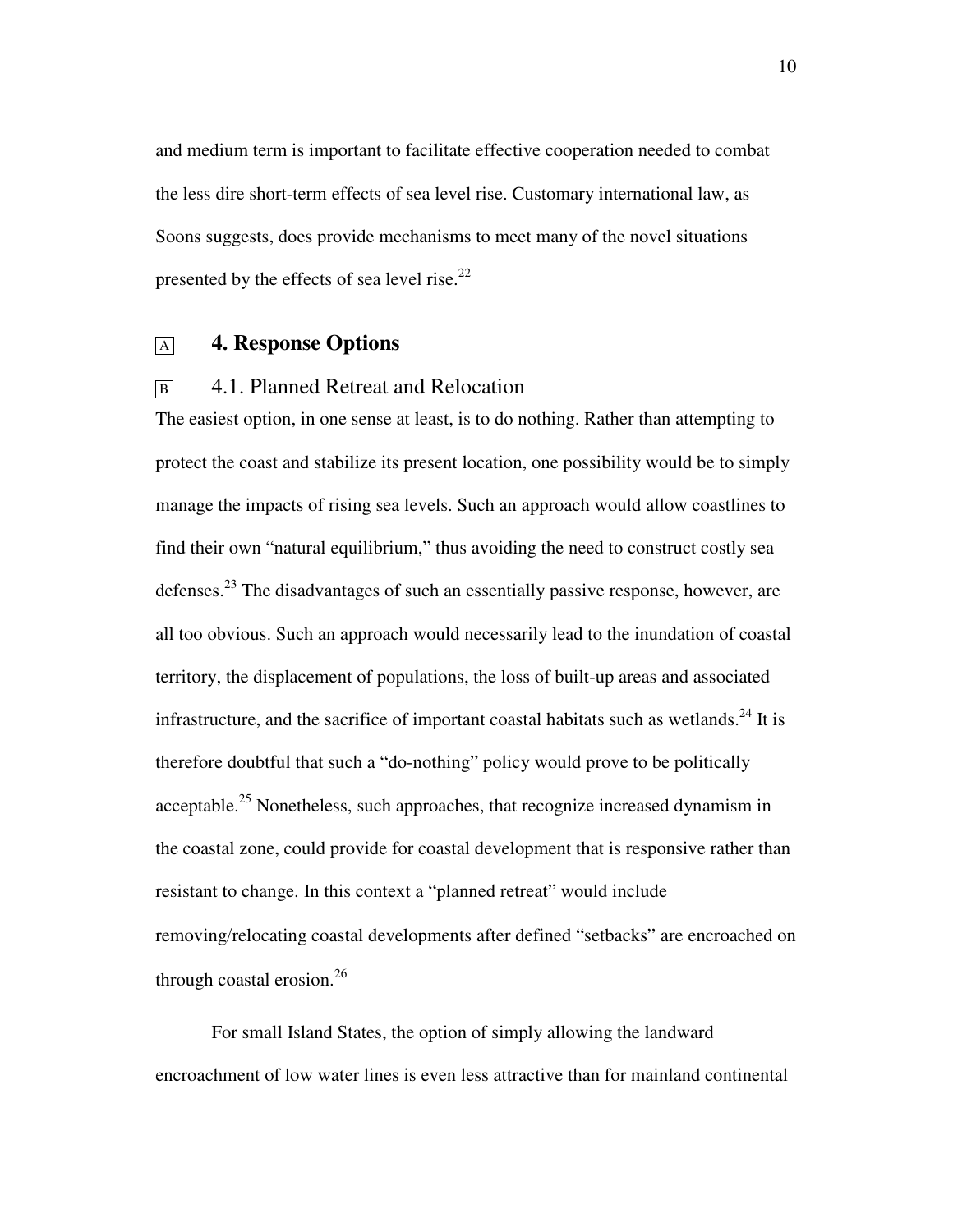and medium term is important to facilitate effective cooperation needed to combat the less dire short-term effects of sea level rise. Customary international law, as Soons suggests, does provide mechanisms to meet many of the novel situations presented by the effects of sea level rise.[22]

## 4. Response Options

### 4.1. Planned Retreat and Relocation

The easiest option, in one sense at least, is to do nothing. Rather than attempting to protect the coast and stabilize its present location, one possibility would be to simply manage the impacts of rising sea levels. Such an approach would allow coastlines to find their own "natural equilibrium," thus avoiding the need to construct costly sea defenses.[23] The disadvantages of such an essentially passive response, however, are all too obvious. Such an approach would necessarily lead to the inundation of coastal territory, the displacement of populations, the loss of built-up areas and associated infrastructure, and the sacrifice of important coastal habitats such as wetlands.[24] It is therefore doubtful that such a "do-nothing" policy would prove to be politically acceptable.[25] Nonetheless, such approaches, that recognize increased dynamism in the coastal zone, could provide for coastal development that is responsive rather than resistant to change. In this context a "planned retreat" would include removing/relocating coastal developments after defined "setbacks" are encroached on through coastal erosion.[26]

For small Island States, the option of simply allowing the landward encroachment of low water lines is even less attractive than for mainland continental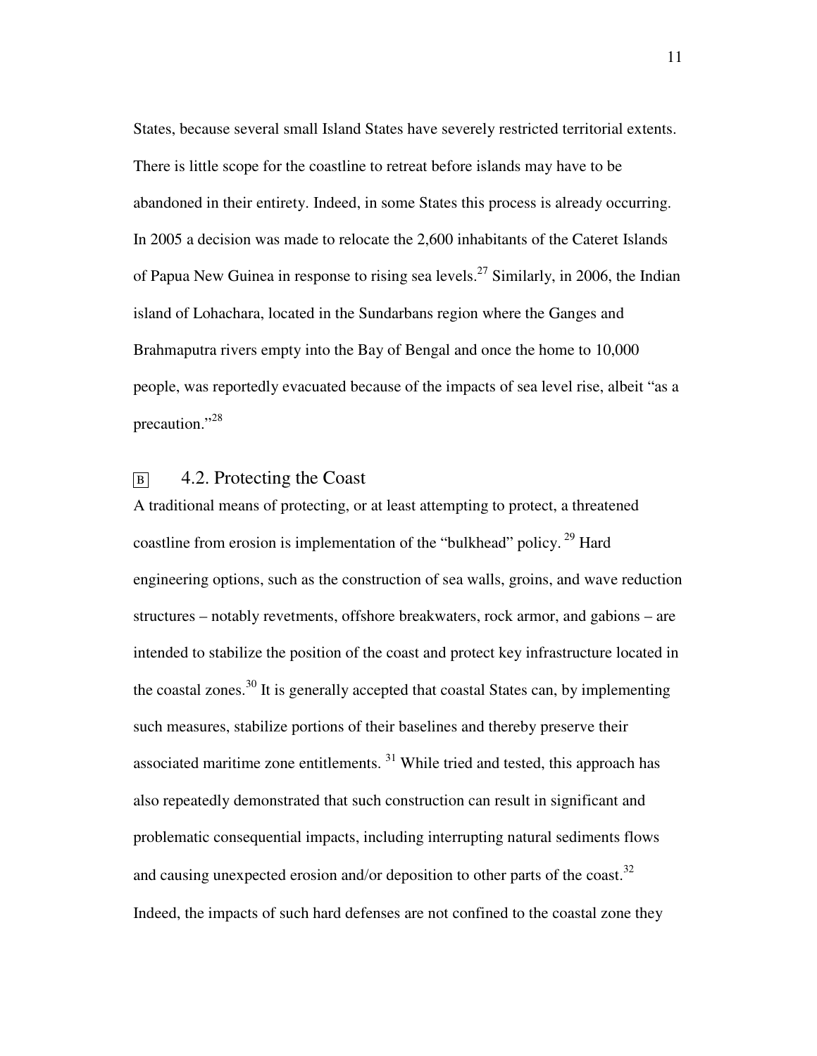States, because several small Island States have severely restricted territorial extents. There is little scope for the coastline to retreat before islands may have to be abandoned in their entirety. Indeed, in some States this process is already occurring. In 2005 a decision was made to relocate the 2,600 inhabitants of the Cateret Islands of Papua New Guinea in response to rising sea levels.[27] Similarly, in 2006, the Indian island of Lohachara, located in the Sundarbans region where the Ganges and Brahmaputra rivers empty into the Bay of Bengal and once the home to 10,000 people, was reportedly evacuated because of the impacts of sea level rise, albeit "as a precaution."[28]

## B 4.2. Protecting the Coast

A traditional means of protecting, or at least attempting to protect, a threatened coastline from erosion is implementation of the "bulkhead" policy.[29] Hard engineering options, such as the construction of sea walls, groins, and wave reduction structures – notably revetments, offshore breakwaters, rock armor, and gabions – are intended to stabilize the position of the coast and protect key infrastructure located in the coastal zones.[30] It is generally accepted that coastal States can, by implementing such measures, stabilize portions of their baselines and thereby preserve their associated maritime zone entitlements.[31] While tried and tested, this approach has also repeatedly demonstrated that such construction can result in significant and problematic consequential impacts, including interrupting natural sediments flows and causing unexpected erosion and/or deposition to other parts of the coast.[32] Indeed, the impacts of such hard defenses are not confined to the coastal zone they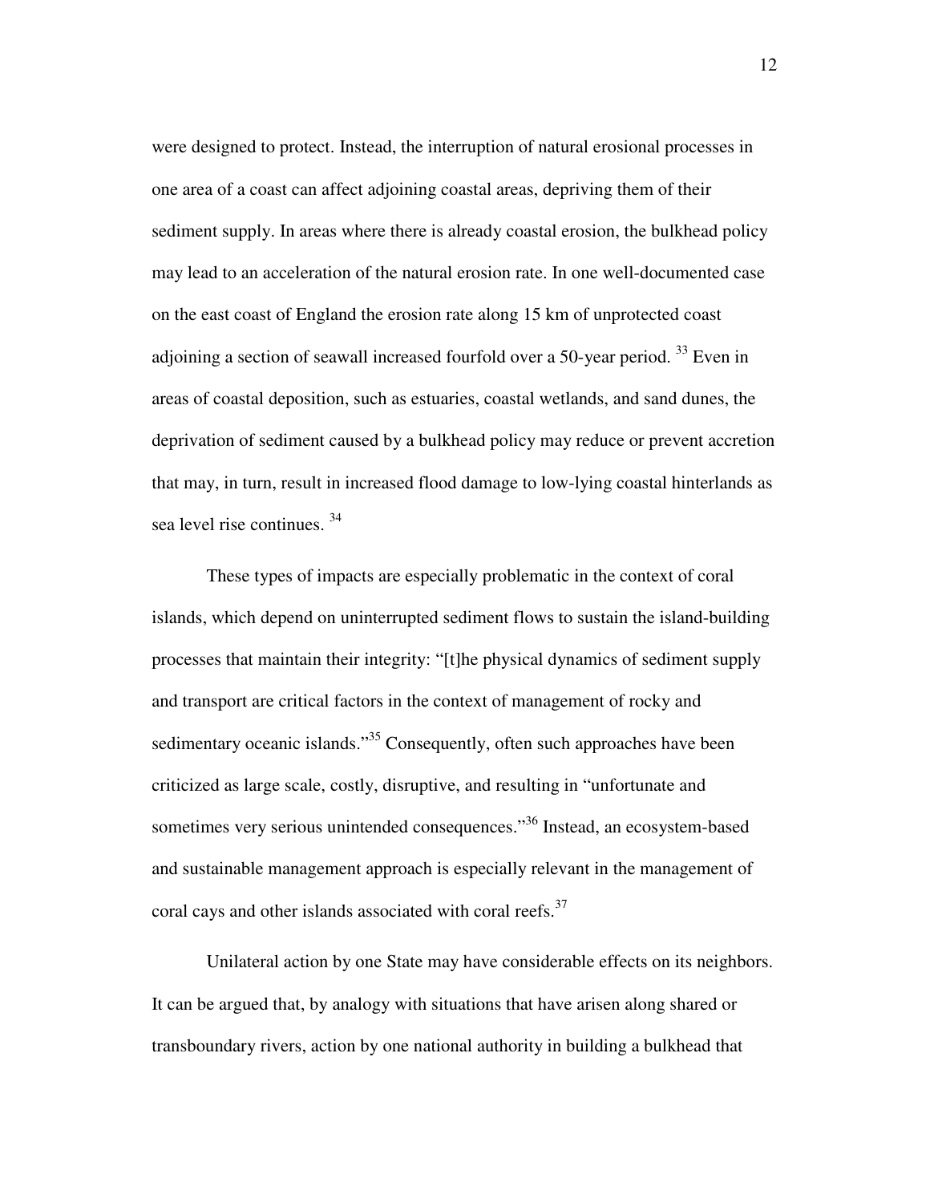were designed to protect. Instead, the interruption of natural erosional processes in one area of a coast can affect adjoining coastal areas, depriving them of their sediment supply. In areas where there is already coastal erosion, the bulkhead policy may lead to an acceleration of the natural erosion rate. In one well-documented case on the east coast of England the erosion rate along 15 km of unprotected coast adjoining a section of seawall increased fourfold over a 50-year period. [33] Even in areas of coastal deposition, such as estuaries, coastal wetlands, and sand dunes, the deprivation of sediment caused by a bulkhead policy may reduce or prevent accretion that may, in turn, result in increased flood damage to low-lying coastal hinterlands as sea level rise continues. [34]

These types of impacts are especially problematic in the context of coral islands, which depend on uninterrupted sediment flows to sustain the island-building processes that maintain their integrity: "[t]he physical dynamics of sediment supply and transport are critical factors in the context of management of rocky and sedimentary oceanic islands."[35] Consequently, often such approaches have been criticized as large scale, costly, disruptive, and resulting in "unfortunate and sometimes very serious unintended consequences."[36] Instead, an ecosystem-based and sustainable management approach is especially relevant in the management of coral cays and other islands associated with coral reefs.[37]

Unilateral action by one State may have considerable effects on its neighbors. It can be argued that, by analogy with situations that have arisen along shared or transboundary rivers, action by one national authority in building a bulkhead that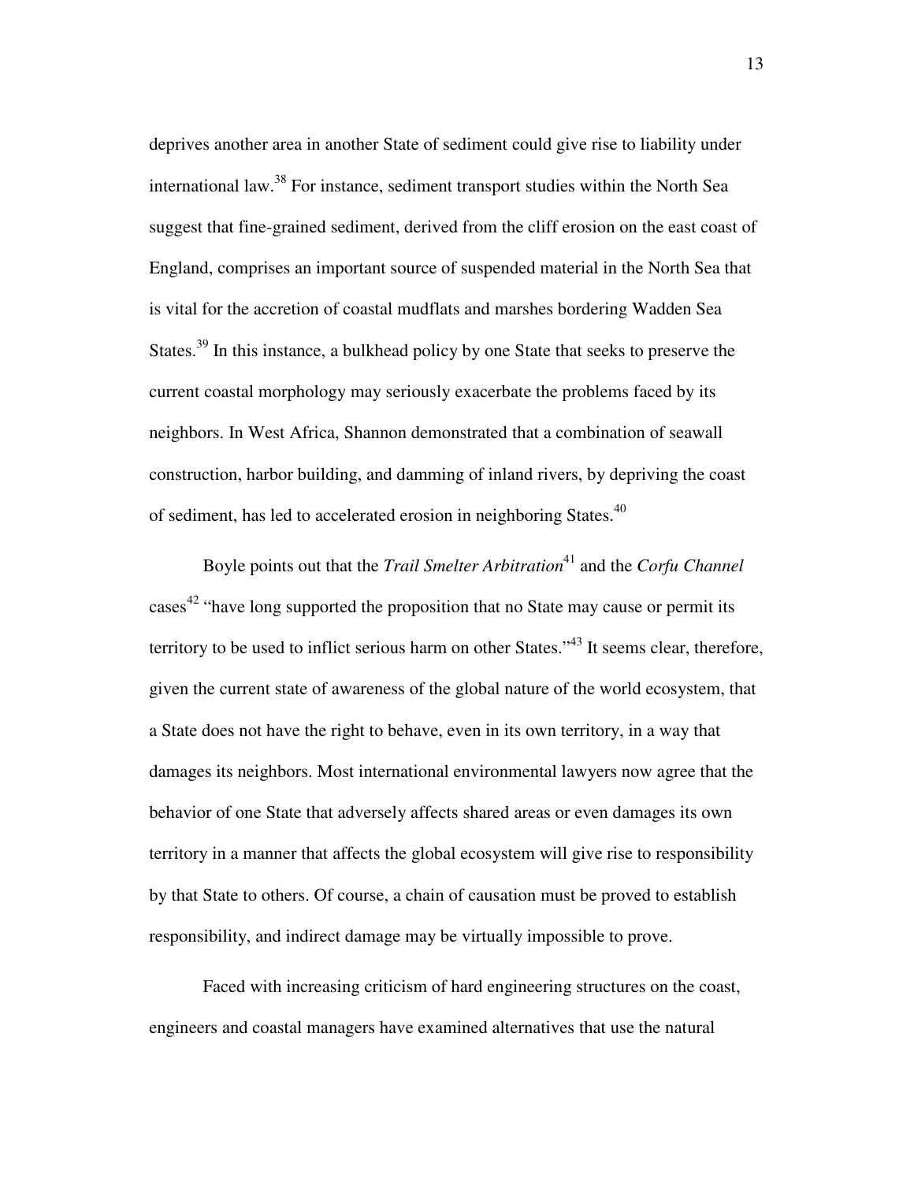deprives another area in another State of sediment could give rise to liability under international law.[38] For instance, sediment transport studies within the North Sea suggest that fine-grained sediment, derived from the cliff erosion on the east coast of England, comprises an important source of suspended material in the North Sea that is vital for the accretion of coastal mudflats and marshes bordering Wadden Sea States.[39] In this instance, a bulkhead policy by one State that seeks to preserve the current coastal morphology may seriously exacerbate the problems faced by its neighbors. In West Africa, Shannon demonstrated that a combination of seawall construction, harbor building, and damming of inland rivers, by depriving the coast of sediment, has led to accelerated erosion in neighboring States.[40]

Boyle points out that the *Trail Smelter Arbitration*[41] and the *Corfu Channel* cases[42] "have long supported the proposition that no State may cause or permit its territory to be used to inflict serious harm on other States."[43] It seems clear, therefore, given the current state of awareness of the global nature of the world ecosystem, that a State does not have the right to behave, even in its own territory, in a way that damages its neighbors. Most international environmental lawyers now agree that the behavior of one State that adversely affects shared areas or even damages its own territory in a manner that affects the global ecosystem will give rise to responsibility by that State to others. Of course, a chain of causation must be proved to establish responsibility, and indirect damage may be virtually impossible to prove.

Faced with increasing criticism of hard engineering structures on the coast, engineers and coastal managers have examined alternatives that use the natural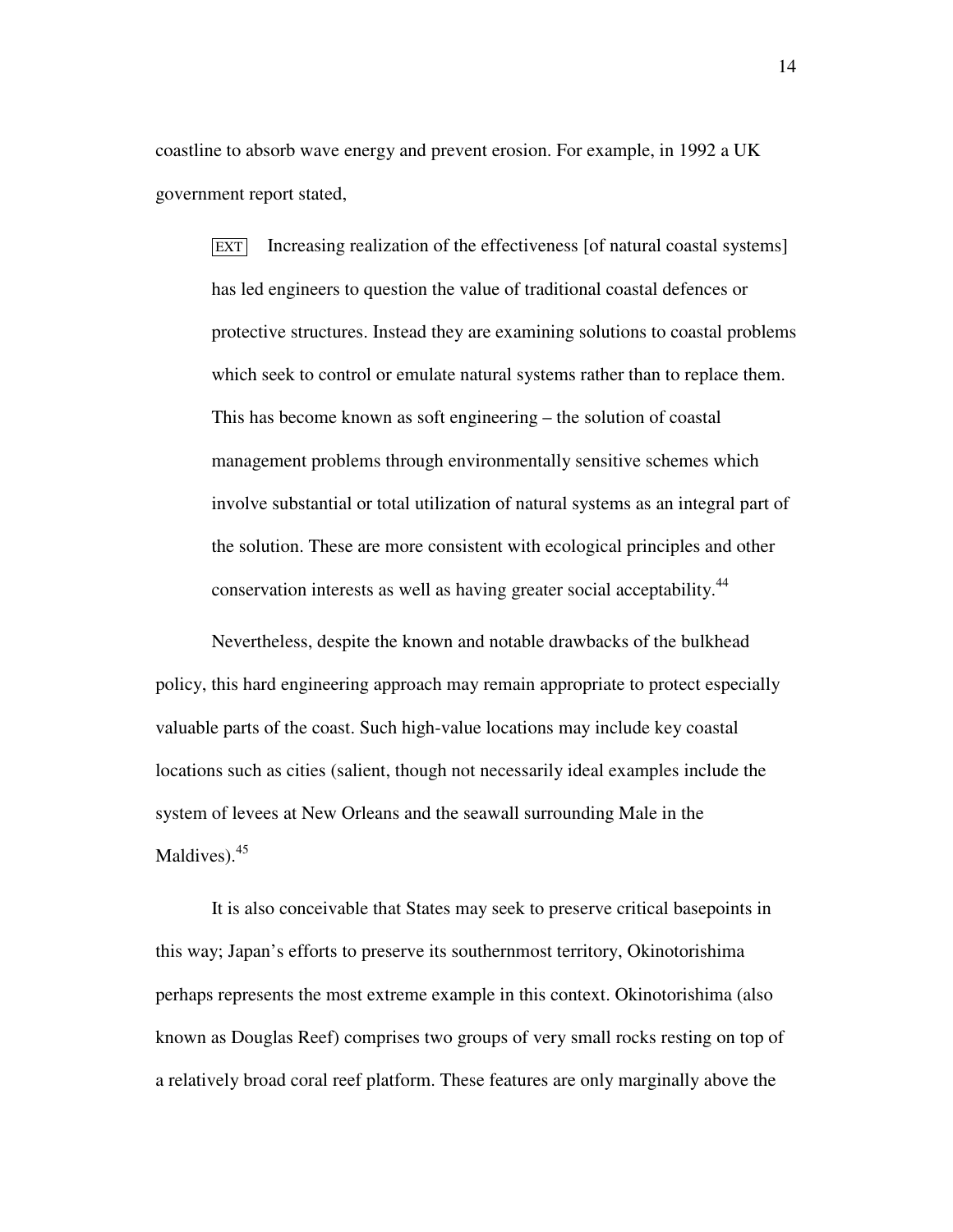coastline to absorb wave energy and prevent erosion. For example, in 1992 a UK government report stated,

> EXT Increasing realization of the effectiveness [of natural coastal systems] has led engineers to question the value of traditional coastal defences or protective structures. Instead they are examining solutions to coastal problems which seek to control or emulate natural systems rather than to replace them. This has become known as soft engineering – the solution of coastal management problems through environmentally sensitive schemes which involve substantial or total utilization of natural systems as an integral part of the solution. These are more consistent with ecological principles and other conservation interests as well as having greater social acceptability.[44]

Nevertheless, despite the known and notable drawbacks of the bulkhead policy, this hard engineering approach may remain appropriate to protect especially valuable parts of the coast. Such high-value locations may include key coastal locations such as cities (salient, though not necessarily ideal examples include the system of levees at New Orleans and the seawall surrounding Male in the Maldives).[45]

It is also conceivable that States may seek to preserve critical basepoints in this way; Japan's efforts to preserve its southernmost territory, Okinotorishima perhaps represents the most extreme example in this context. Okinotorishima (also known as Douglas Reef) comprises two groups of very small rocks resting on top of a relatively broad coral reef platform. These features are only marginally above the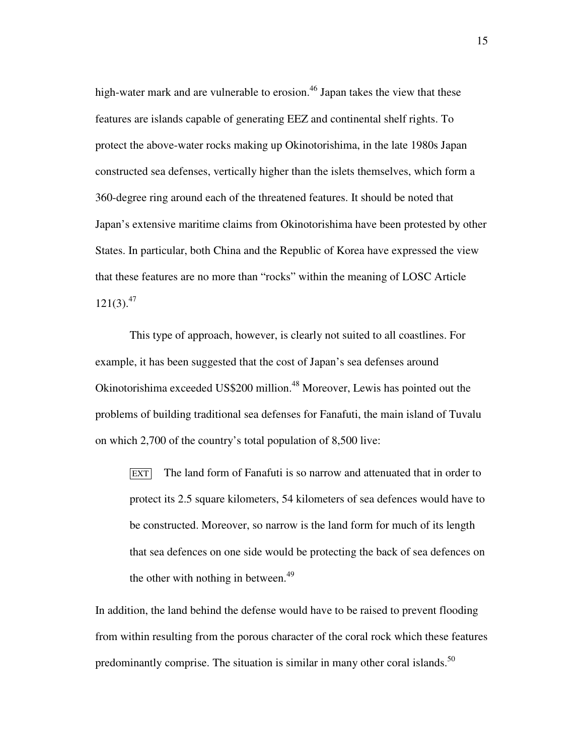high-water mark and are vulnerable to erosion.[46] Japan takes the view that these features are islands capable of generating EEZ and continental shelf rights. To protect the above-water rocks making up Okinotorishima, in the late 1980s Japan constructed sea defenses, vertically higher than the islets themselves, which form a 360-degree ring around each of the threatened features. It should be noted that Japan's extensive maritime claims from Okinotorishima have been protested by other States. In particular, both China and the Republic of Korea have expressed the view that these features are no more than "rocks" within the meaning of LOSC Article 121(3).[47]

This type of approach, however, is clearly not suited to all coastlines. For example, it has been suggested that the cost of Japan's sea defenses around Okinotorishima exceeded US$200 million.[48] Moreover, Lewis has pointed out the problems of building traditional sea defenses for Fanafuti, the main island of Tuvalu on which 2,700 of the country's total population of 8,500 live:

> EXT The land form of Fanafuti is so narrow and attenuated that in order to protect its 2.5 square kilometers, 54 kilometers of sea defences would have to be constructed. Moreover, so narrow is the land form for much of its length that sea defences on one side would be protecting the back of sea defences on the other with nothing in between.[49]

In addition, the land behind the defense would have to be raised to prevent flooding from within resulting from the porous character of the coral rock which these features predominantly comprise. The situation is similar in many other coral islands.[50]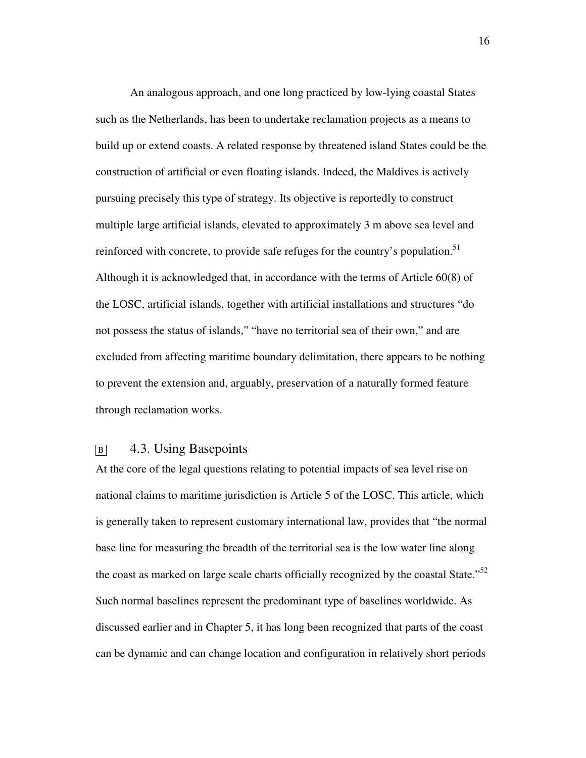An analogous approach, and one long practiced by low-lying coastal States such as the Netherlands, has been to undertake reclamation projects as a means to build up or extend coasts. A related response by threatened island States could be the construction of artificial or even floating islands. Indeed, the Maldives is actively pursuing precisely this type of strategy. Its objective is reportedly to construct multiple large artificial islands, elevated to approximately 3 m above sea level and reinforced with concrete, to provide safe refuges for the country's population.[51] Although it is acknowledged that, in accordance with the terms of Article 60(8) of the LOSC, artificial islands, together with artificial installations and structures "do not possess the status of islands," "have no territorial sea of their own," and are excluded from affecting maritime boundary delimitation, there appears to be nothing to prevent the extension and, arguably, preservation of a naturally formed feature through reclamation works.

## B 4.3. Using Basepoints

At the core of the legal questions relating to potential impacts of sea level rise on national claims to maritime jurisdiction is Article 5 of the LOSC. This article, which is generally taken to represent customary international law, provides that "the normal base line for measuring the breadth of the territorial sea is the low water line along the coast as marked on large scale charts officially recognized by the coastal State."[52] Such normal baselines represent the predominant type of baselines worldwide. As discussed earlier and in Chapter 5, it has long been recognized that parts of the coast can be dynamic and can change location and configuration in relatively short periods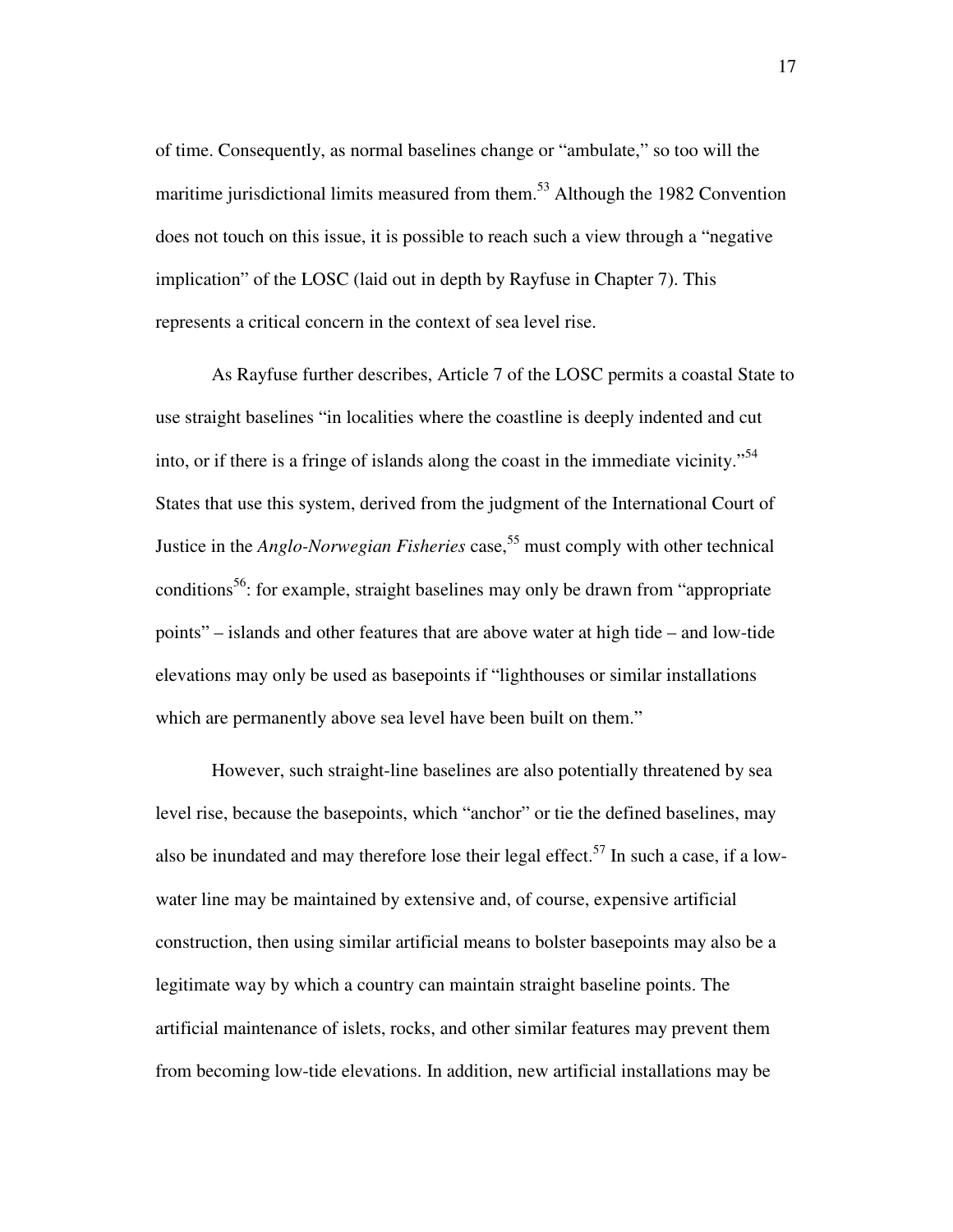of time. Consequently, as normal baselines change or "ambulate," so too will the maritime jurisdictional limits measured from them.[53] Although the 1982 Convention does not touch on this issue, it is possible to reach such a view through a "negative implication" of the LOSC (laid out in depth by Rayfuse in Chapter 7). This represents a critical concern in the context of sea level rise.

As Rayfuse further describes, Article 7 of the LOSC permits a coastal State to use straight baselines "in localities where the coastline is deeply indented and cut into, or if there is a fringe of islands along the coast in the immediate vicinity."[54] States that use this system, derived from the judgment of the International Court of Justice in the *Anglo-Norwegian Fisheries* case,[55] must comply with other technical conditions[56]: for example, straight baselines may only be drawn from "appropriate points" – islands and other features that are above water at high tide – and low-tide elevations may only be used as basepoints if "lighthouses or similar installations which are permanently above sea level have been built on them."

However, such straight-line baselines are also potentially threatened by sea level rise, because the basepoints, which "anchor" or tie the defined baselines, may also be inundated and may therefore lose their legal effect.[57] In such a case, if a low-water line may be maintained by extensive and, of course, expensive artificial construction, then using similar artificial means to bolster basepoints may also be a legitimate way by which a country can maintain straight baseline points. The artificial maintenance of islets, rocks, and other similar features may prevent them from becoming low-tide elevations. In addition, new artificial installations may be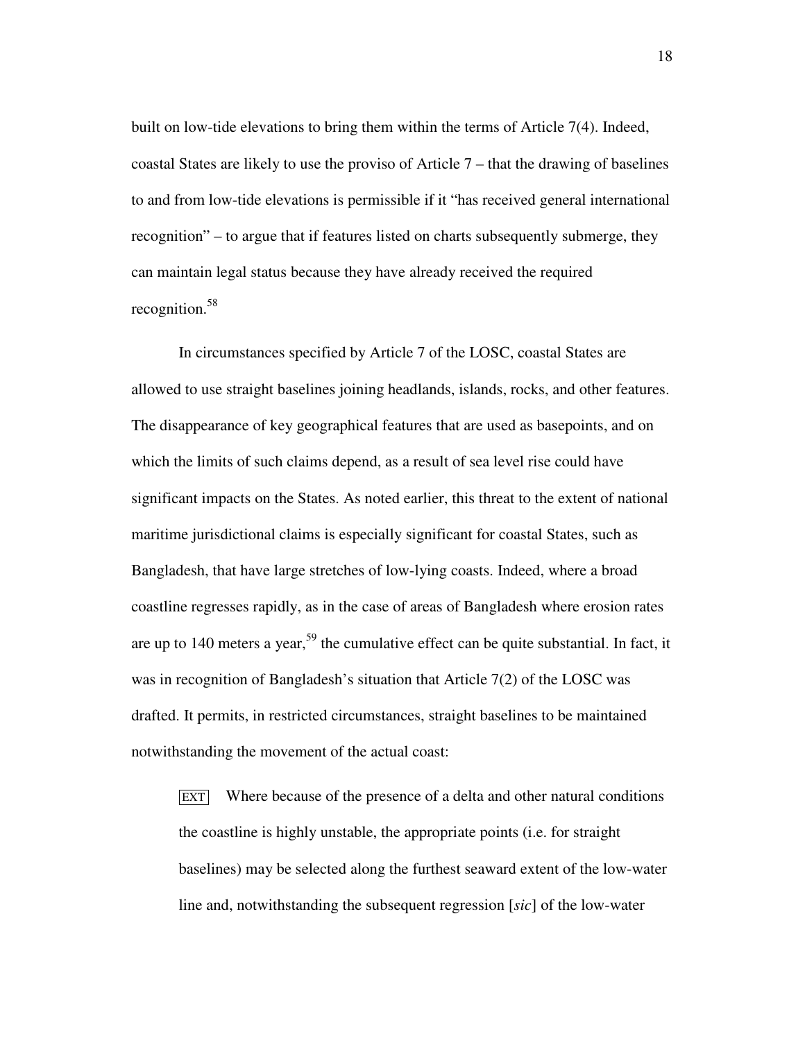built on low-tide elevations to bring them within the terms of Article 7(4). Indeed, coastal States are likely to use the proviso of Article 7 – that the drawing of baselines to and from low-tide elevations is permissible if it "has received general international recognition" – to argue that if features listed on charts subsequently submerge, they can maintain legal status because they have already received the required recognition.[58]

In circumstances specified by Article 7 of the LOSC, coastal States are allowed to use straight baselines joining headlands, islands, rocks, and other features. The disappearance of key geographical features that are used as basepoints, and on which the limits of such claims depend, as a result of sea level rise could have significant impacts on the States. As noted earlier, this threat to the extent of national maritime jurisdictional claims is especially significant for coastal States, such as Bangladesh, that have large stretches of low-lying coasts. Indeed, where a broad coastline regresses rapidly, as in the case of areas of Bangladesh where erosion rates are up to 140 meters a year,[59] the cumulative effect can be quite substantial. In fact, it was in recognition of Bangladesh's situation that Article 7(2) of the LOSC was drafted. It permits, in restricted circumstances, straight baselines to be maintained notwithstanding the movement of the actual coast:

> EXT Where because of the presence of a delta and other natural conditions the coastline is highly unstable, the appropriate points (i.e. for straight baselines) may be selected along the furthest seaward extent of the low-water line and, notwithstanding the subsequent regression [*sic*] of the low-water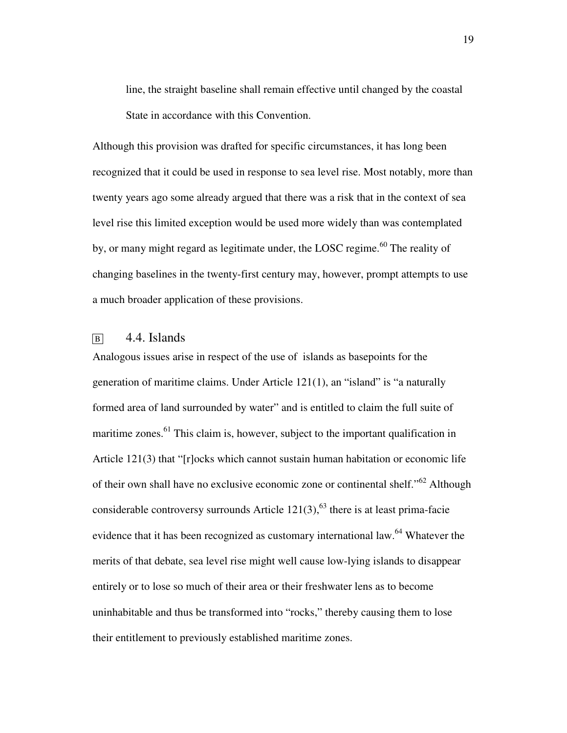line, the straight baseline shall remain effective until changed by the coastal State in accordance with this Convention.

Although this provision was drafted for specific circumstances, it has long been recognized that it could be used in response to sea level rise. Most notably, more than twenty years ago some already argued that there was a risk that in the context of sea level rise this limited exception would be used more widely than was contemplated by, or many might regard as legitimate under, the LOSC regime.[60] The reality of changing baselines in the twenty-first century may, however, prompt attempts to use a much broader application of these provisions.

## B 4.4. Islands

Analogous issues arise in respect of the use of islands as basepoints for the generation of maritime claims. Under Article 121(1), an "island" is "a naturally formed area of land surrounded by water" and is entitled to claim the full suite of maritime zones.[61] This claim is, however, subject to the important qualification in Article 121(3) that "[r]ocks which cannot sustain human habitation or economic life of their own shall have no exclusive economic zone or continental shelf."[62] Although considerable controversy surrounds Article 121(3),[63] there is at least prima-facie evidence that it has been recognized as customary international law.[64] Whatever the merits of that debate, sea level rise might well cause low-lying islands to disappear entirely or to lose so much of their area or their freshwater lens as to become uninhabitable and thus be transformed into "rocks," thereby causing them to lose their entitlement to previously established maritime zones.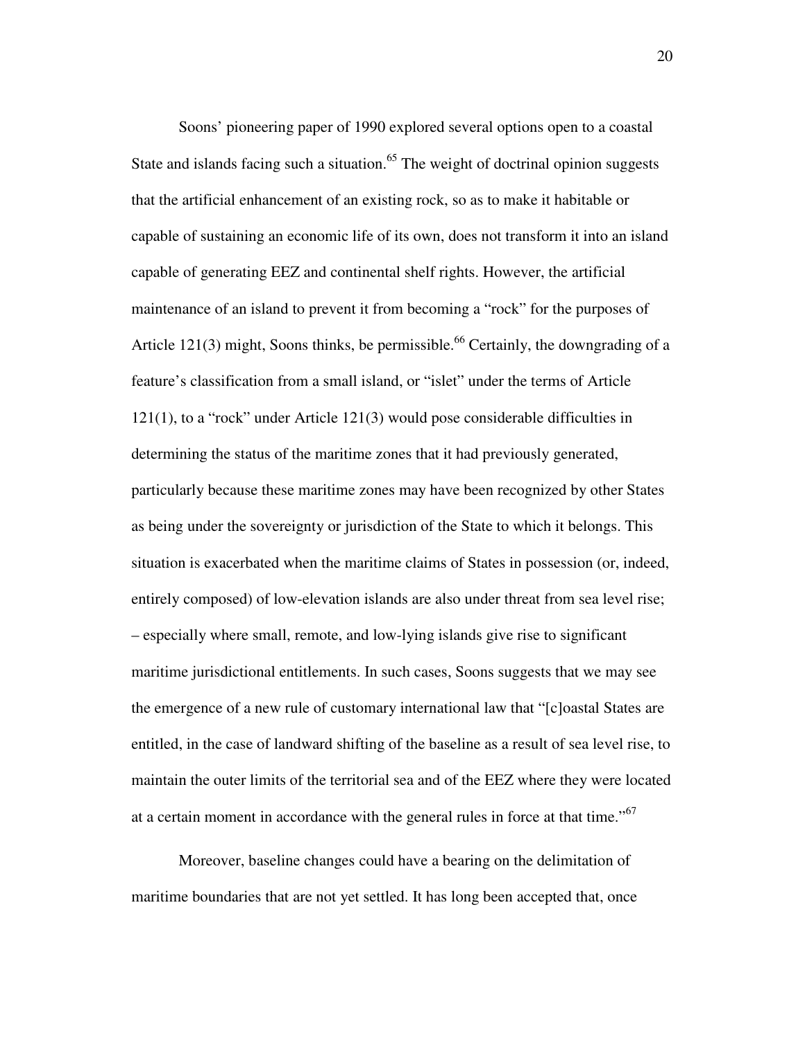Soons' pioneering paper of 1990 explored several options open to a coastal State and islands facing such a situation.[65] The weight of doctrinal opinion suggests that the artificial enhancement of an existing rock, so as to make it habitable or capable of sustaining an economic life of its own, does not transform it into an island capable of generating EEZ and continental shelf rights. However, the artificial maintenance of an island to prevent it from becoming a "rock" for the purposes of Article 121(3) might, Soons thinks, be permissible.[66] Certainly, the downgrading of a feature's classification from a small island, or "islet" under the terms of Article 121(1), to a "rock" under Article 121(3) would pose considerable difficulties in determining the status of the maritime zones that it had previously generated, particularly because these maritime zones may have been recognized by other States as being under the sovereignty or jurisdiction of the State to which it belongs. This situation is exacerbated when the maritime claims of States in possession (or, indeed, entirely composed) of low-elevation islands are also under threat from sea level rise; – especially where small, remote, and low-lying islands give rise to significant maritime jurisdictional entitlements. In such cases, Soons suggests that we may see the emergence of a new rule of customary international law that "[c]oastal States are entitled, in the case of landward shifting of the baseline as a result of sea level rise, to maintain the outer limits of the territorial sea and of the EEZ where they were located at a certain moment in accordance with the general rules in force at that time."[67]

Moreover, baseline changes could have a bearing on the delimitation of maritime boundaries that are not yet settled. It has long been accepted that, once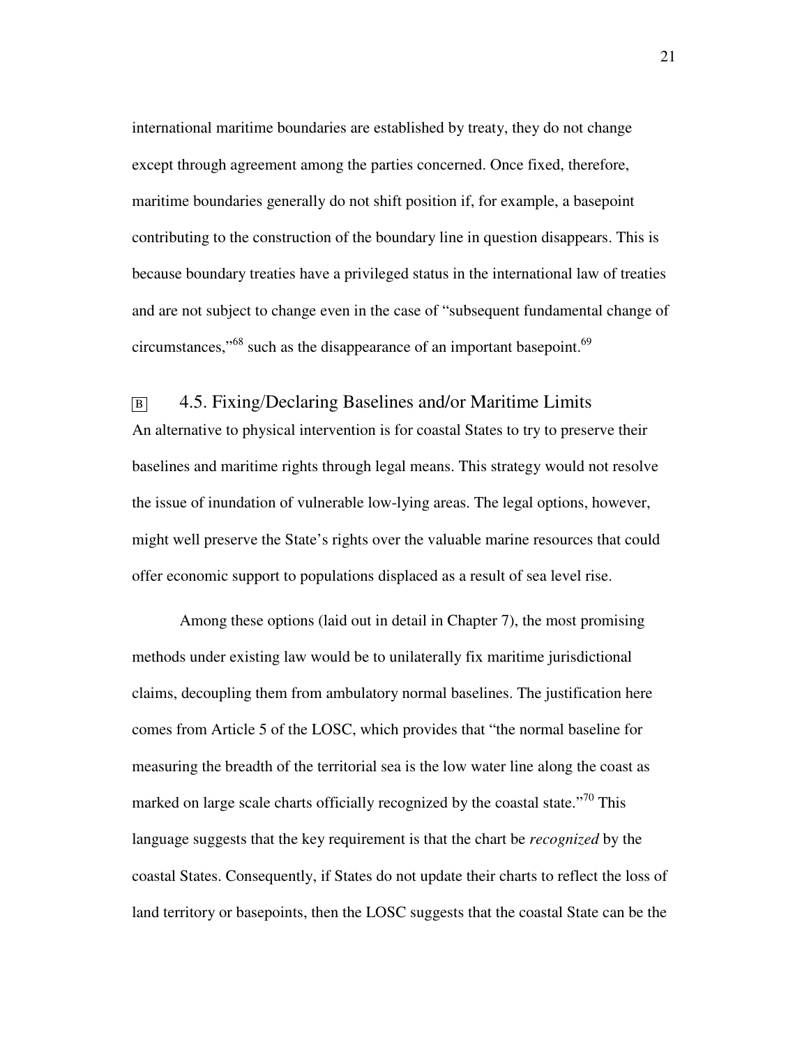international maritime boundaries are established by treaty, they do not change except through agreement among the parties concerned. Once fixed, therefore, maritime boundaries generally do not shift position if, for example, a basepoint contributing to the construction of the boundary line in question disappears. This is because boundary treaties have a privileged status in the international law of treaties and are not subject to change even in the case of "subsequent fundamental change of circumstances,"[68] such as the disappearance of an important basepoint.[69]

## B 4.5. Fixing/Declaring Baselines and/or Maritime Limits

An alternative to physical intervention is for coastal States to try to preserve their baselines and maritime rights through legal means. This strategy would not resolve the issue of inundation of vulnerable low-lying areas. The legal options, however, might well preserve the State's rights over the valuable marine resources that could offer economic support to populations displaced as a result of sea level rise.

Among these options (laid out in detail in Chapter 7), the most promising methods under existing law would be to unilaterally fix maritime jurisdictional claims, decoupling them from ambulatory normal baselines. The justification here comes from Article 5 of the LOSC, which provides that "the normal baseline for measuring the breadth of the territorial sea is the low water line along the coast as marked on large scale charts officially recognized by the coastal state."[70] This language suggests that the key requirement is that the chart be *recognized* by the coastal States. Consequently, if States do not update their charts to reflect the loss of land territory or basepoints, then the LOSC suggests that the coastal State can be the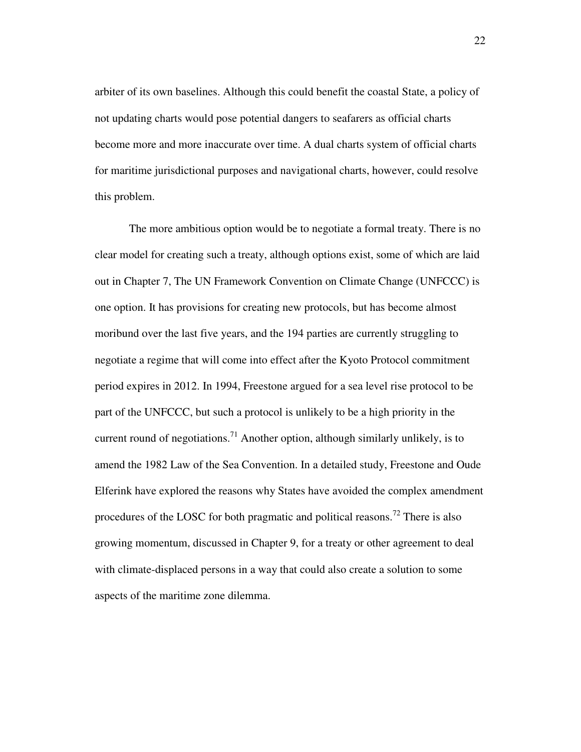arbiter of its own baselines. Although this could benefit the coastal State, a policy of not updating charts would pose potential dangers to seafarers as official charts become more and more inaccurate over time. A dual charts system of official charts for maritime jurisdictional purposes and navigational charts, however, could resolve this problem.

The more ambitious option would be to negotiate a formal treaty. There is no clear model for creating such a treaty, although options exist, some of which are laid out in Chapter 7, The UN Framework Convention on Climate Change (UNFCCC) is one option. It has provisions for creating new protocols, but has become almost moribund over the last five years, and the 194 parties are currently struggling to negotiate a regime that will come into effect after the Kyoto Protocol commitment period expires in 2012. In 1994, Freestone argued for a sea level rise protocol to be part of the UNFCCC, but such a protocol is unlikely to be a high priority in the current round of negotiations.[71] Another option, although similarly unlikely, is to amend the 1982 Law of the Sea Convention. In a detailed study, Freestone and Oude Elferink have explored the reasons why States have avoided the complex amendment procedures of the LOSC for both pragmatic and political reasons.[72] There is also growing momentum, discussed in Chapter 9, for a treaty or other agreement to deal with climate-displaced persons in a way that could also create a solution to some aspects of the maritime zone dilemma.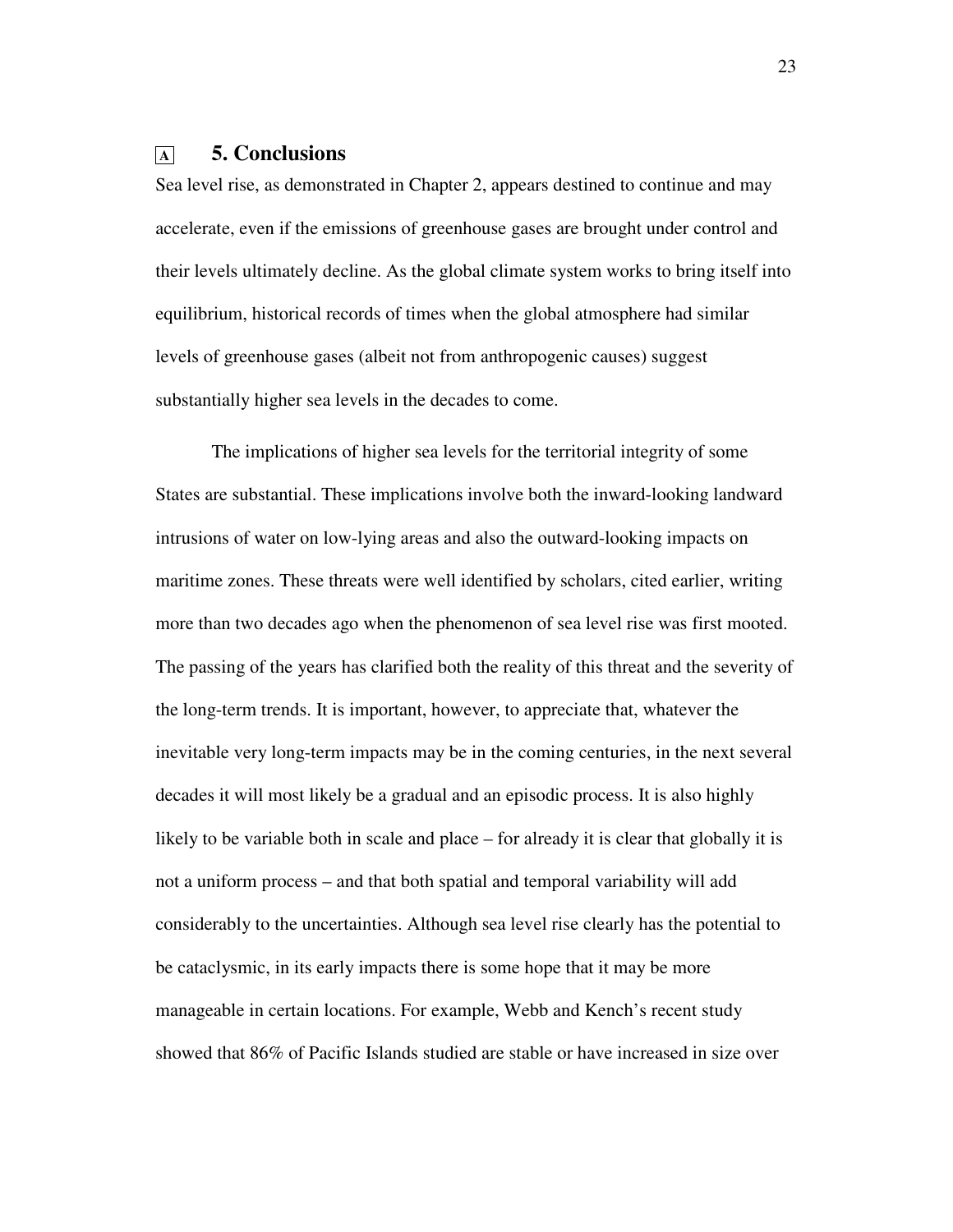## 5. Conclusions

Sea level rise, as demonstrated in Chapter 2, appears destined to continue and may accelerate, even if the emissions of greenhouse gases are brought under control and their levels ultimately decline. As the global climate system works to bring itself into equilibrium, historical records of times when the global atmosphere had similar levels of greenhouse gases (albeit not from anthropogenic causes) suggest substantially higher sea levels in the decades to come.

The implications of higher sea levels for the territorial integrity of some States are substantial. These implications involve both the inward-looking landward intrusions of water on low-lying areas and also the outward-looking impacts on maritime zones. These threats were well identified by scholars, cited earlier, writing more than two decades ago when the phenomenon of sea level rise was first mooted. The passing of the years has clarified both the reality of this threat and the severity of the long-term trends. It is important, however, to appreciate that, whatever the inevitable very long-term impacts may be in the coming centuries, in the next several decades it will most likely be a gradual and an episodic process. It is also highly likely to be variable both in scale and place – for already it is clear that globally it is not a uniform process – and that both spatial and temporal variability will add considerably to the uncertainties. Although sea level rise clearly has the potential to be cataclysmic, in its early impacts there is some hope that it may be more manageable in certain locations. For example, Webb and Kench's recent study showed that 86% of Pacific Islands studied are stable or have increased in size over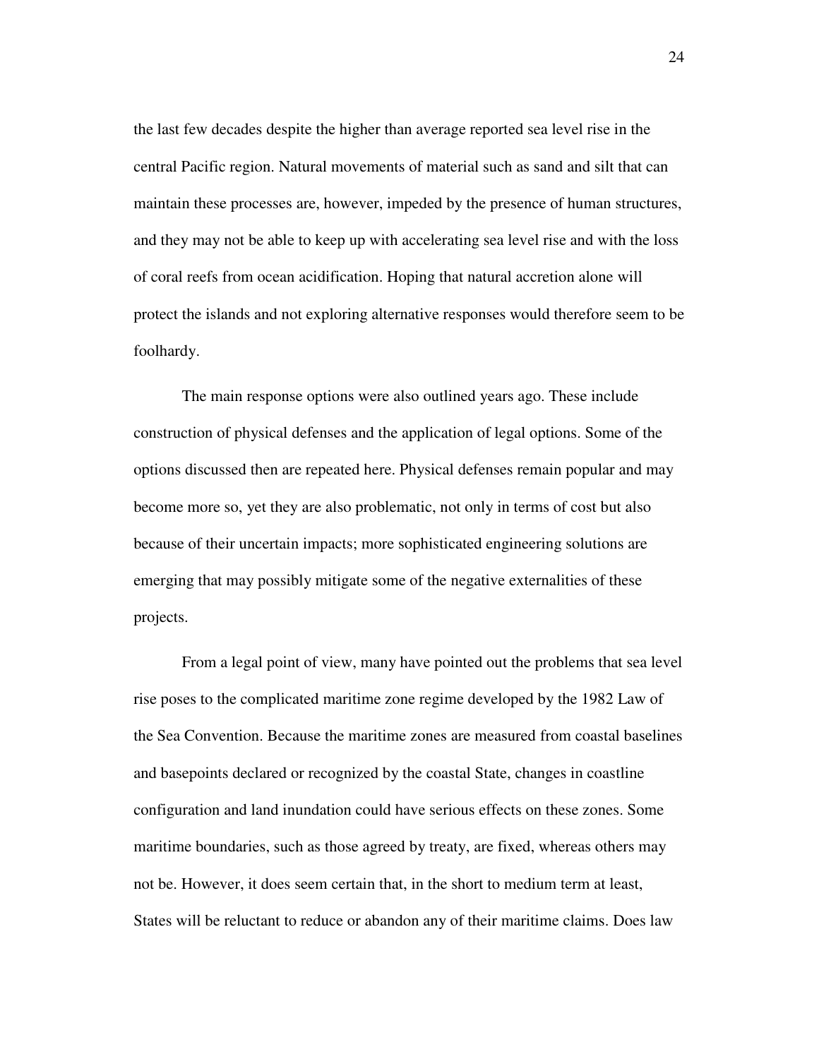the last few decades despite the higher than average reported sea level rise in the central Pacific region. Natural movements of material such as sand and silt that can maintain these processes are, however, impeded by the presence of human structures, and they may not be able to keep up with accelerating sea level rise and with the loss of coral reefs from ocean acidification. Hoping that natural accretion alone will protect the islands and not exploring alternative responses would therefore seem to be foolhardy.

The main response options were also outlined years ago. These include construction of physical defenses and the application of legal options. Some of the options discussed then are repeated here. Physical defenses remain popular and may become more so, yet they are also problematic, not only in terms of cost but also because of their uncertain impacts; more sophisticated engineering solutions are emerging that may possibly mitigate some of the negative externalities of these projects.

From a legal point of view, many have pointed out the problems that sea level rise poses to the complicated maritime zone regime developed by the 1982 Law of the Sea Convention. Because the maritime zones are measured from coastal baselines and basepoints declared or recognized by the coastal State, changes in coastline configuration and land inundation could have serious effects on these zones. Some maritime boundaries, such as those agreed by treaty, are fixed, whereas others may not be. However, it does seem certain that, in the short to medium term at least, States will be reluctant to reduce or abandon any of their maritime claims. Does law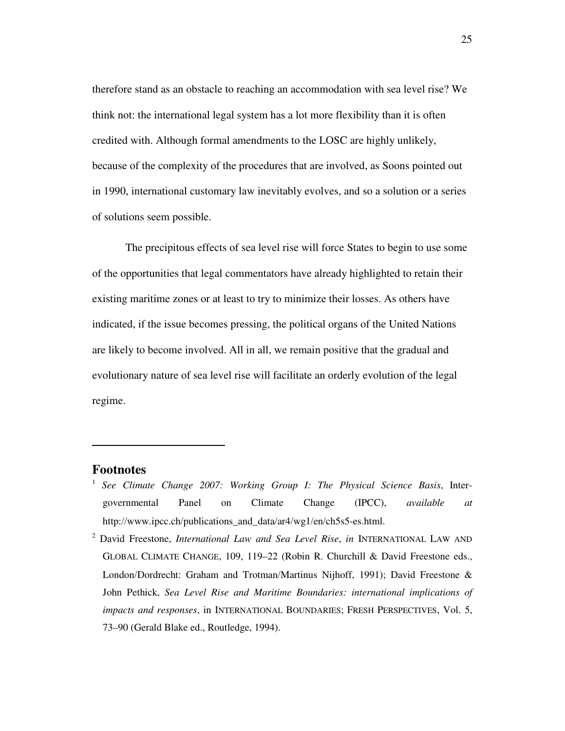therefore stand as an obstacle to reaching an accommodation with sea level rise? We think not: the international legal system has a lot more flexibility than it is often credited with. Although formal amendments to the LOSC are highly unlikely, because of the complexity of the procedures that are involved, as Soons pointed out in 1990, international customary law inevitably evolves, and so a solution or a series of solutions seem possible.

The precipitous effects of sea level rise will force States to begin to use some of the opportunities that legal commentators have already highlighted to retain their existing maritime zones or at least to try to minimize their losses. As others have indicated, if the issue becomes pressing, the political organs of the United Nations are likely to become involved. All in all, we remain positive that the gradual and evolutionary nature of sea level rise will facilitate an orderly evolution of the legal regime.

---

## Footnotes

[1] *See Climate Change 2007: Working Group I: The Physical Science Basis*, Inter-governmental Panel on Climate Change (IPCC), *available at* http://www.ipcc.ch/publications_and_data/ar4/wg1/en/ch5s5-es.html.

[2] David Freestone, *International Law and Sea Level Rise*, *in* INTERNATIONAL LAW AND GLOBAL CLIMATE CHANGE, 109, 119–22 (Robin R. Churchill & David Freestone eds., London/Dordrecht: Graham and Trotman/Martinus Nijhoff, 1991); David Freestone & John Pethick, *Sea Level Rise and Maritime Boundaries: international implications of impacts and responses*, in INTERNATIONAL BOUNDARIES; FRESH PERSPECTIVES, Vol. 5, 73–90 (Gerald Blake ed., Routledge, 1994).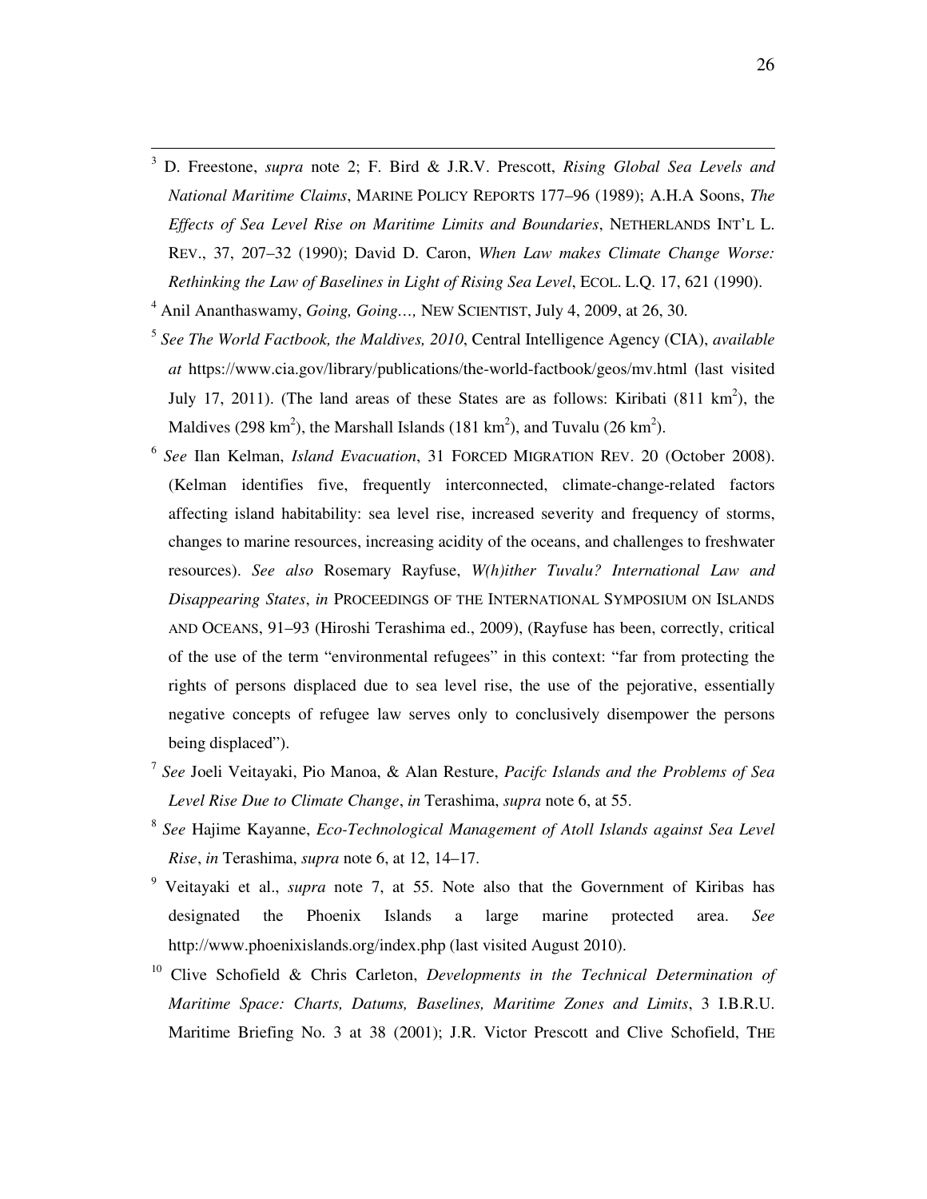[3] D. Freestone, *supra* note 2; F. Bird & J.R.V. Prescott, *Rising Global Sea Levels and National Maritime Claims*, MARINE POLICY REPORTS 177–96 (1989); A.H.A Soons, *The Effects of Sea Level Rise on Maritime Limits and Boundaries*, NETHERLANDS INT'L L. REV., 37, 207–32 (1990); David D. Caron, *When Law makes Climate Change Worse: Rethinking the Law of Baselines in Light of Rising Sea Level*, ECOL. L.Q. 17, 621 (1990).

[4] Anil Ananthaswamy, *Going, Going…,* NEW SCIENTIST, July 4, 2009, at 26, 30.

[5] *See The World Factbook, the Maldives, 2010*, Central Intelligence Agency (CIA), *available at* https://www.cia.gov/library/publications/the-world-factbook/geos/mv.html (last visited July 17, 2011). (The land areas of these States are as follows: Kiribati (811 km$^2$), the Maldives (298 km$^2$), the Marshall Islands (181 km$^2$), and Tuvalu (26 km$^2$).

[6] *See* Ilan Kelman, *Island Evacuation*, 31 FORCED MIGRATION REV. 20 (October 2008). (Kelman identifies five, frequently interconnected, climate-change-related factors affecting island habitability: sea level rise, increased severity and frequency of storms, changes to marine resources, increasing acidity of the oceans, and challenges to freshwater resources). *See also* Rosemary Rayfuse, *W(h)ither Tuvalu? International Law and Disappearing States*, *in* PROCEEDINGS OF THE INTERNATIONAL SYMPOSIUM ON ISLANDS AND OCEANS, 91–93 (Hiroshi Terashima ed., 2009), (Rayfuse has been, correctly, critical of the use of the term "environmental refugees" in this context: "far from protecting the rights of persons displaced due to sea level rise, the use of the pejorative, essentially negative concepts of refugee law serves only to conclusively disempower the persons being displaced").

[7] *See* Joeli Veitayaki, Pio Manoa, & Alan Resture, *Pacifc Islands and the Problems of Sea Level Rise Due to Climate Change*, *in* Terashima, *supra* note 6, at 55.

[8] *See* Hajime Kayanne, *Eco-Technological Management of Atoll Islands against Sea Level Rise*, *in* Terashima, *supra* note 6, at 12, 14–17.

[9] Veitayaki et al., *supra* note 7, at 55. Note also that the Government of Kiribas has designated the Phoenix Islands a large marine protected area. *See* http://www.phoenixislands.org/index.php (last visited August 2010).

[10] Clive Schofield & Chris Carleton, *Developments in the Technical Determination of Maritime Space: Charts, Datums, Baselines, Maritime Zones and Limits*, 3 I.B.R.U. Maritime Briefing No. 3 at 38 (2001); J.R. Victor Prescott and Clive Schofield, THE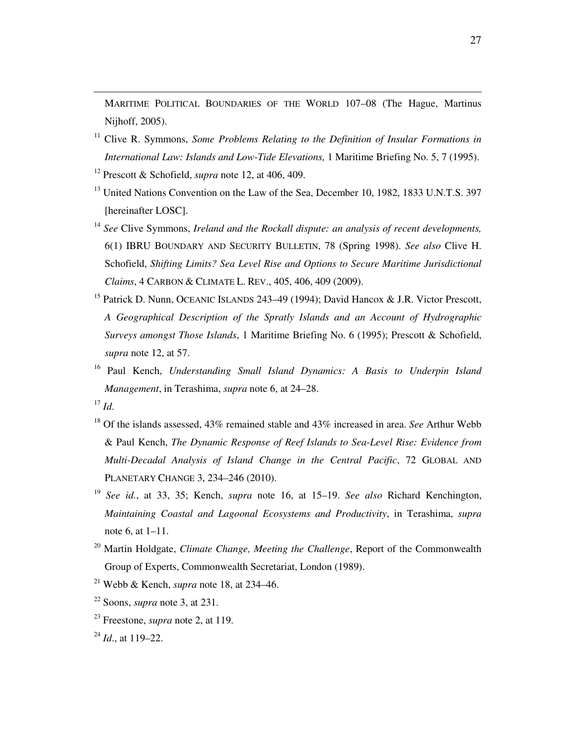MARITIME POLITICAL BOUNDARIES OF THE WORLD 107–08 (The Hague, Martinus Nijhoff, 2005).

[11] Clive R. Symmons, *Some Problems Relating to the Definition of Insular Formations in International Law: Islands and Low-Tide Elevations,* 1 Maritime Briefing No. 5, 7 (1995).

[12] Prescott & Schofield, *supra* note 12, at 406, 409.

[13] United Nations Convention on the Law of the Sea, December 10, 1982, 1833 U.N.T.S. 397 [hereinafter LOSC].

[14] *See* Clive Symmons, *Ireland and the Rockall dispute: an analysis of recent developments,* 6(1) IBRU BOUNDARY AND SECURITY BULLETIN, 78 (Spring 1998). *See also* Clive H. Schofield, *Shifting Limits? Sea Level Rise and Options to Secure Maritime Jurisdictional Claims*, 4 CARBON & CLIMATE L. REV., 405, 406, 409 (2009).

[15] Patrick D. Nunn, OCEANIC ISLANDS 243–49 (1994); David Hancox & J.R. Victor Prescott, *A Geographical Description of the Spratly Islands and an Account of Hydrographic Surveys amongst Those Islands*, 1 Maritime Briefing No. 6 (1995); Prescott & Schofield, *supra* note 12, at 57.

[16] Paul Kench, *Understanding Small Island Dynamics: A Basis to Underpin Island Management*, in Terashima, *supra* note 6, at 24–28.

[17] *Id*.

[18] Of the islands assessed, 43% remained stable and 43% increased in area. *See* Arthur Webb & Paul Kench, *The Dynamic Response of Reef Islands to Sea-Level Rise: Evidence from Multi-Decadal Analysis of Island Change in the Central Pacific*, 72 GLOBAL AND PLANETARY CHANGE 3, 234–246 (2010).

[19] *See id.*, at 33, 35; Kench, *supra* note 16, at 15–19. *See also* Richard Kenchington, *Maintaining Coastal and Lagoonal Ecosystems and Productivity*, in Terashima, *supra* note 6, at 1–11.

[20] Martin Holdgate, *Climate Change, Meeting the Challenge*, Report of the Commonwealth Group of Experts, Commonwealth Secretariat, London (1989).

[21] Webb & Kench, *supra* note 18, at 234–46.

[22] Soons, *supra* note 3, at 231.

[23] Freestone, *supra* note 2, at 119.

[24] *Id*., at 119–22.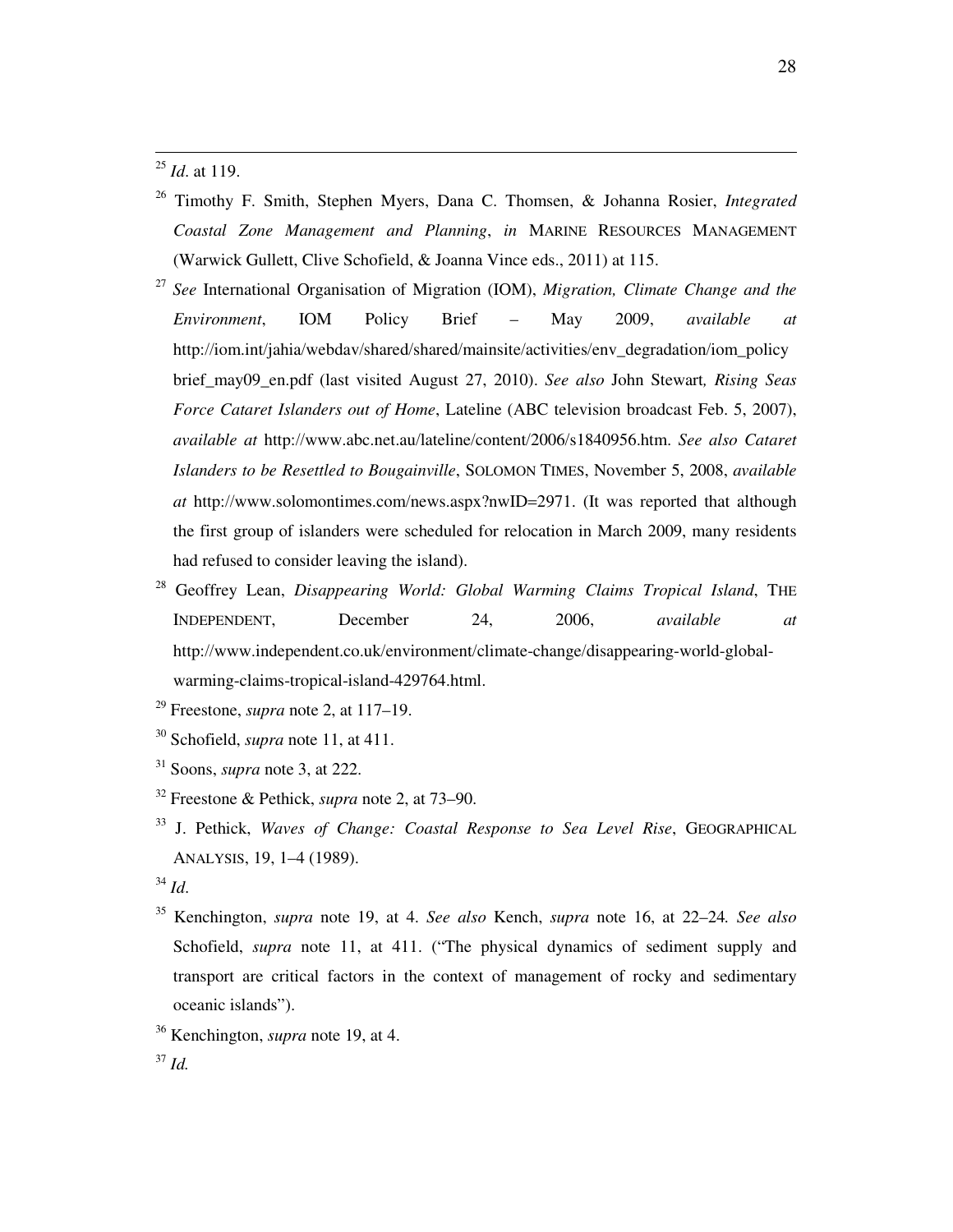[25] *Id*. at 119.

[26] Timothy F. Smith, Stephen Myers, Dana C. Thomsen, & Johanna Rosier, *Integrated Coastal Zone Management and Planning*, *in* MARINE RESOURCES MANAGEMENT (Warwick Gullett, Clive Schofield, & Joanna Vince eds., 2011) at 115.

[27] *See* International Organisation of Migration (IOM), *Migration, Climate Change and the Environment*, IOM Policy Brief – May 2009, *available at* http://iom.int/jahia/webdav/shared/shared/mainsite/activities/env_degradation/iom_policy brief_may09_en.pdf (last visited August 27, 2010). *See also* John Stewart*, Rising Seas Force Cataret Islanders out of Home*, Lateline (ABC television broadcast Feb. 5, 2007), *available at* http://www.abc.net.au/lateline/content/2006/s1840956.htm. *See also Cataret Islanders to be Resettled to Bougainville*, SOLOMON TIMES, November 5, 2008, *available at* http://www.solomontimes.com/news.aspx?nwID=2971. (It was reported that although the first group of islanders were scheduled for relocation in March 2009, many residents had refused to consider leaving the island).

[28] Geoffrey Lean, *Disappearing World: Global Warming Claims Tropical Island*, THE INDEPENDENT, December 24, 2006, *available at* http://www.independent.co.uk/environment/climate-change/disappearing-world-global-warming-claims-tropical-island-429764.html.

[29] Freestone, *supra* note 2, at 117–19.

[30] Schofield, *supra* note 11, at 411.

[31] Soons, *supra* note 3, at 222.

[32] Freestone & Pethick, *supra* note 2, at 73–90.

[33] J. Pethick, *Waves of Change: Coastal Response to Sea Level Rise*, GEOGRAPHICAL ANALYSIS, 19, 1–4 (1989).

[34] *Id*.

[35] Kenchington, *supra* note 19, at 4. *See also* Kench, *supra* note 16, at 22–24*. See also* Schofield, *supra* note 11, at 411. ("The physical dynamics of sediment supply and transport are critical factors in the context of management of rocky and sedimentary oceanic islands").

[36] Kenchington, *supra* note 19, at 4.

[37] *Id.*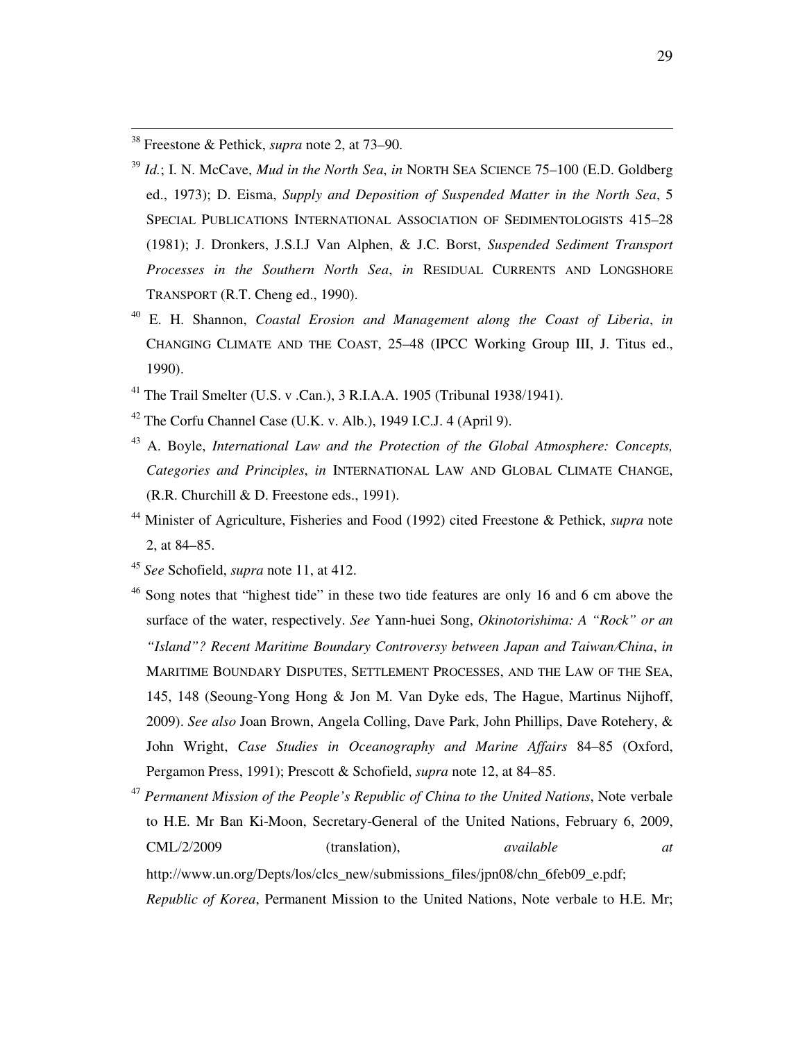[38] Freestone & Pethick, *supra* note 2, at 73–90.

[39] *Id.*; I. N. McCave, *Mud in the North Sea*, *in* NORTH SEA SCIENCE 75–100 (E.D. Goldberg ed., 1973); D. Eisma, *Supply and Deposition of Suspended Matter in the North Sea*, 5 SPECIAL PUBLICATIONS INTERNATIONAL ASSOCIATION OF SEDIMENTOLOGISTS 415–28 (1981); J. Dronkers, J.S.I.J Van Alphen, & J.C. Borst, *Suspended Sediment Transport Processes in the Southern North Sea*, *in* RESIDUAL CURRENTS AND LONGSHORE TRANSPORT (R.T. Cheng ed., 1990).

[40] E. H. Shannon, *Coastal Erosion and Management along the Coast of Liberia*, *in* CHANGING CLIMATE AND THE COAST, 25–48 (IPCC Working Group III, J. Titus ed., 1990).

[41] The Trail Smelter (U.S. v .Can.), 3 R.I.A.A. 1905 (Tribunal 1938/1941).

[42] The Corfu Channel Case (U.K. v. Alb.), 1949 I.C.J. 4 (April 9).

[43] A. Boyle, *International Law and the Protection of the Global Atmosphere: Concepts, Categories and Principles*, *in* INTERNATIONAL LAW AND GLOBAL CLIMATE CHANGE, (R.R. Churchill & D. Freestone eds., 1991).

[44] Minister of Agriculture, Fisheries and Food (1992) cited Freestone & Pethick, *supra* note 2, at 84–85.

[45] *See* Schofield, *supra* note 11, at 412.

[46] Song notes that "highest tide" in these two tide features are only 16 and 6 cm above the surface of the water, respectively. *See* Yann-huei Song, *Okinotorishima: A "Rock" or an "Island"? Recent Maritime Boundary Controversy between Japan and Taiwan/China*, *in* MARITIME BOUNDARY DISPUTES, SETTLEMENT PROCESSES, AND THE LAW OF THE SEA, 145, 148 (Seoung-Yong Hong & Jon M. Van Dyke eds, The Hague, Martinus Nijhoff, 2009). *See also* Joan Brown, Angela Colling, Dave Park, John Phillips, Dave Rotehery, & John Wright, *Case Studies in Oceanography and Marine Affairs* 84–85 (Oxford, Pergamon Press, 1991); Prescott & Schofield, *supra* note 12, at 84–85.

[47] *Permanent Mission of the People's Republic of China to the United Nations*, Note verbale to H.E. Mr Ban Ki-Moon, Secretary-General of the United Nations, February 6, 2009, CML/2/2009 (translation), *available at* http://www.un.org/Depts/los/clcs_new/submissions_files/jpn08/chn_6feb09_e.pdf; *Republic of Korea*, Permanent Mission to the United Nations, Note verbale to H.E. Mr;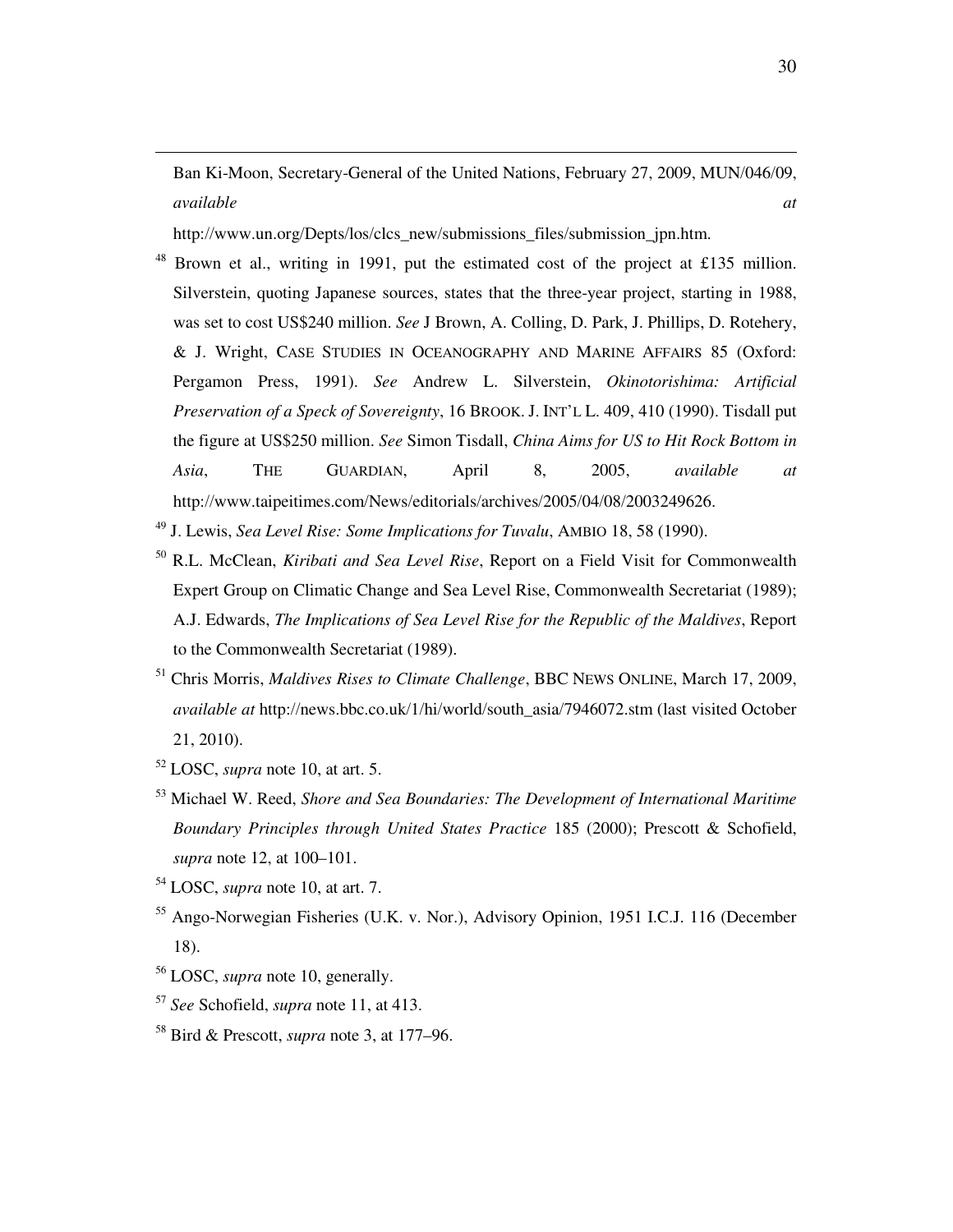Ban Ki-Moon, Secretary-General of the United Nations, February 27, 2009, MUN/046/09, *available at* http://www.un.org/Depts/los/clcs_new/submissions_files/submission_jpn.htm.

[48] Brown et al., writing in 1991, put the estimated cost of the project at £135 million. Silverstein, quoting Japanese sources, states that the three-year project, starting in 1988, was set to cost US$240 million. *See* J Brown, A. Colling, D. Park, J. Phillips, D. Rotehery, & J. Wright, CASE STUDIES IN OCEANOGRAPHY AND MARINE AFFAIRS 85 (Oxford: Pergamon Press, 1991). *See* Andrew L. Silverstein, *Okinotorishima: Artificial Preservation of a Speck of Sovereignty*, 16 BROOK. J. INT'L L. 409, 410 (1990). Tisdall put the figure at US$250 million. *See* Simon Tisdall, *China Aims for US to Hit Rock Bottom in Asia*, THE GUARDIAN, April 8, 2005, *available at* http://www.taipeitimes.com/News/editorials/archives/2005/04/08/2003249626.

[49] J. Lewis, *Sea Level Rise: Some Implications for Tuvalu*, AMBIO 18, 58 (1990).

[50] R.L. McClean, *Kiribati and Sea Level Rise*, Report on a Field Visit for Commonwealth Expert Group on Climatic Change and Sea Level Rise, Commonwealth Secretariat (1989); A.J. Edwards, *The Implications of Sea Level Rise for the Republic of the Maldives*, Report to the Commonwealth Secretariat (1989).

[51] Chris Morris, *Maldives Rises to Climate Challenge*, BBC NEWS ONLINE, March 17, 2009, *available at* http://news.bbc.co.uk/1/hi/world/south_asia/7946072.stm (last visited October 21, 2010).

[52] LOSC, *supra* note 10, at art. 5.

[53] Michael W. Reed, *Shore and Sea Boundaries: The Development of International Maritime Boundary Principles through United States Practice* 185 (2000); Prescott & Schofield, *supra* note 12, at 100–101.

[54] LOSC, *supra* note 10, at art. 7.

[55] Ango-Norwegian Fisheries (U.K. v. Nor.), Advisory Opinion, 1951 I.C.J. 116 (December 18).

[56] LOSC, *supra* note 10, generally.

[57] *See* Schofield, *supra* note 11, at 413.

[58] Bird & Prescott, *supra* note 3, at 177–96.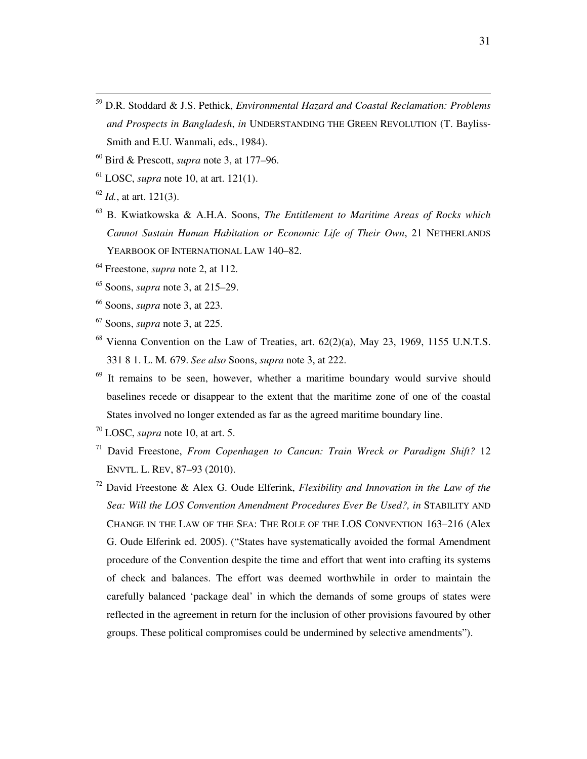[59] D.R. Stoddard & J.S. Pethick, *Environmental Hazard and Coastal Reclamation: Problems and Prospects in Bangladesh*, *in* UNDERSTANDING THE GREEN REVOLUTION (T. Bayliss-Smith and E.U. Wanmali, eds., 1984).

[60] Bird & Prescott, *supra* note 3, at 177–96.

[61] LOSC, *supra* note 10, at art. 121(1).

[62] *Id.*, at art. 121(3).

[63] B. Kwiatkowska & A.H.A. Soons, *The Entitlement to Maritime Areas of Rocks which Cannot Sustain Human Habitation or Economic Life of Their Own*, 21 NETHERLANDS YEARBOOK OF INTERNATIONAL LAW 140–82.

[64] Freestone, *supra* note 2, at 112.

[65] Soons, *supra* note 3, at 215–29.

[66] Soons, *supra* note 3, at 223.

[67] Soons, *supra* note 3, at 225.

[68] Vienna Convention on the Law of Treaties, art. 62(2)(a), May 23, 1969, 1155 U.N.T.S. 331 8 1. L. M. 679. *See also* Soons, *supra* note 3, at 222.

[69] It remains to be seen, however, whether a maritime boundary would survive should baselines recede or disappear to the extent that the maritime zone of one of the coastal States involved no longer extended as far as the agreed maritime boundary line.

[70] LOSC, *supra* note 10, at art. 5.

[71] David Freestone, *From Copenhagen to Cancun: Train Wreck or Paradigm Shift?* 12 ENVTL. L. REV, 87–93 (2010).

[72] David Freestone & Alex G. Oude Elferink, *Flexibility and Innovation in the Law of the Sea: Will the LOS Convention Amendment Procedures Ever Be Used?, in* STABILITY AND CHANGE IN THE LAW OF THE SEA: THE ROLE OF THE LOS CONVENTION 163–216 (Alex G. Oude Elferink ed. 2005). ("States have systematically avoided the formal Amendment procedure of the Convention despite the time and effort that went into crafting its systems of check and balances. The effort was deemed worthwhile in order to maintain the carefully balanced 'package deal' in which the demands of some groups of states were reflected in the agreement in return for the inclusion of other provisions favoured by other groups. These political compromises could be undermined by selective amendments").